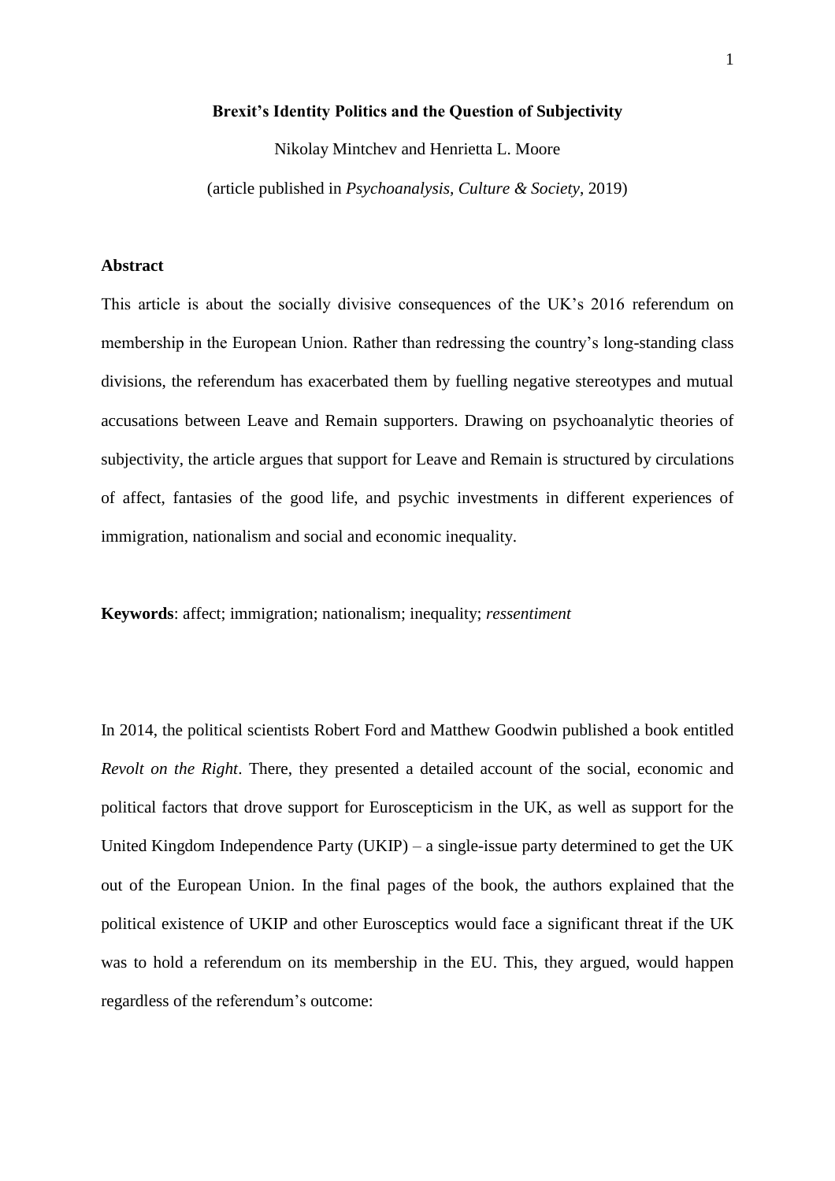# Brexit's Identity Politics and the Question of Subjectivity

Nikolay Mintchev and Henrietta L. Moore

(article published in *Psychoanalysis, Culture & Society*, 2019)

## Abstract

This article is about the socially divisive consequences of the UK's 2016 referendum on membership in the European Union. Rather than redressing the country's long-standing class divisions, the referendum has exacerbated them by fuelling negative stereotypes and mutual accusations between Leave and Remain supporters. Drawing on psychoanalytic theories of subjectivity, the article argues that support for Leave and Remain is structured by circulations of affect, fantasies of the good life, and psychic investments in different experiences of immigration, nationalism and social and economic inequality.

**Keywords**: affect; immigration; nationalism; inequality; *ressentiment*

In 2014, the political scientists Robert Ford and Matthew Goodwin published a book entitled *Revolt on the Right*. There, they presented a detailed account of the social, economic and political factors that drove support for Euroscepticism in the UK, as well as support for the United Kingdom Independence Party (UKIP) – a single-issue party determined to get the UK out of the European Union. In the final pages of the book, the authors explained that the political existence of UKIP and other Eurosceptics would face a significant threat if the UK was to hold a referendum on its membership in the EU. This, they argued, would happen regardless of the referendum's outcome: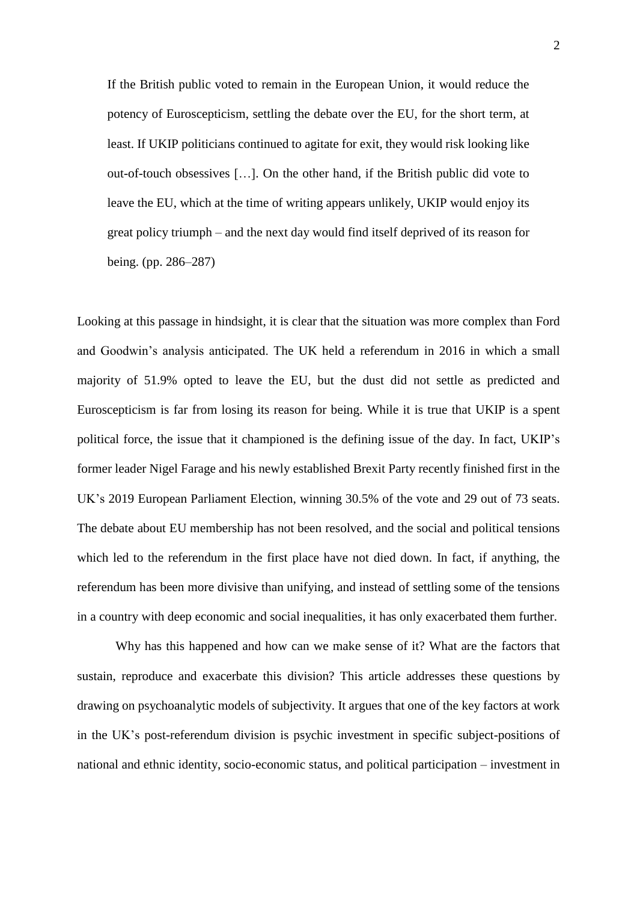> If the British public voted to remain in the European Union, it would reduce the potency of Euroscepticism, settling the debate over the EU, for the short term, at least. If UKIP politicians continued to agitate for exit, they would risk looking like out-of-touch obsessives […]. On the other hand, if the British public did vote to leave the EU, which at the time of writing appears unlikely, UKIP would enjoy its great policy triumph – and the next day would find itself deprived of its reason for being. (pp. 286–287)

Looking at this passage in hindsight, it is clear that the situation was more complex than Ford and Goodwin's analysis anticipated. The UK held a referendum in 2016 in which a small majority of 51.9% opted to leave the EU, but the dust did not settle as predicted and Euroscepticism is far from losing its reason for being. While it is true that UKIP is a spent political force, the issue that it championed is the defining issue of the day. In fact, UKIP's former leader Nigel Farage and his newly established Brexit Party recently finished first in the UK's 2019 European Parliament Election, winning 30.5% of the vote and 29 out of 73 seats. The debate about EU membership has not been resolved, and the social and political tensions which led to the referendum in the first place have not died down. In fact, if anything, the referendum has been more divisive than unifying, and instead of settling some of the tensions in a country with deep economic and social inequalities, it has only exacerbated them further.

Why has this happened and how can we make sense of it? What are the factors that sustain, reproduce and exacerbate this division? This article addresses these questions by drawing on psychoanalytic models of subjectivity. It argues that one of the key factors at work in the UK's post-referendum division is psychic investment in specific subject-positions of national and ethnic identity, socio-economic status, and political participation – investment in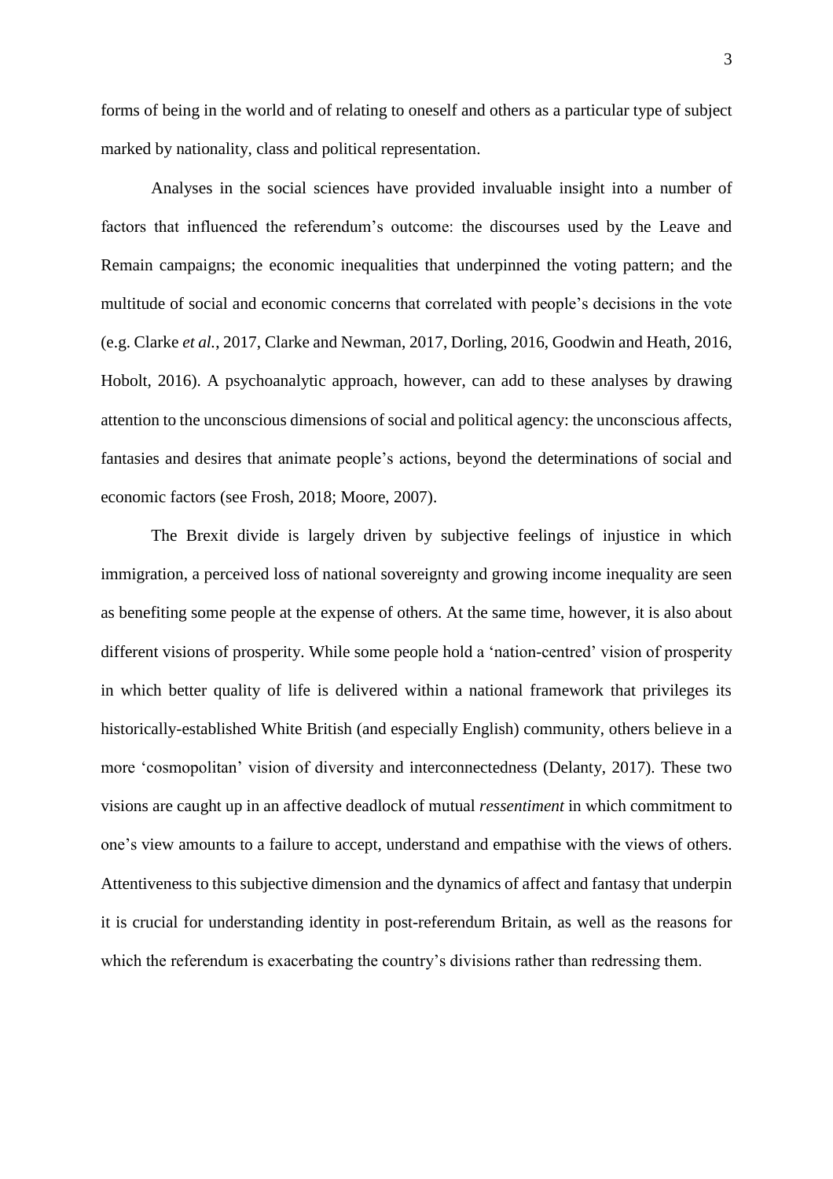forms of being in the world and of relating to oneself and others as a particular type of subject marked by nationality, class and political representation.

Analyses in the social sciences have provided invaluable insight into a number of factors that influenced the referendum's outcome: the discourses used by the Leave and Remain campaigns; the economic inequalities that underpinned the voting pattern; and the multitude of social and economic concerns that correlated with people's decisions in the vote (e.g. Clarke *et al.*, 2017, Clarke and Newman, 2017, Dorling, 2016, Goodwin and Heath, 2016, Hobolt, 2016). A psychoanalytic approach, however, can add to these analyses by drawing attention to the unconscious dimensions of social and political agency: the unconscious affects, fantasies and desires that animate people's actions, beyond the determinations of social and economic factors (see Frosh, 2018; Moore, 2007).

The Brexit divide is largely driven by subjective feelings of injustice in which immigration, a perceived loss of national sovereignty and growing income inequality are seen as benefiting some people at the expense of others. At the same time, however, it is also about different visions of prosperity. While some people hold a 'nation-centred' vision of prosperity in which better quality of life is delivered within a national framework that privileges its historically-established White British (and especially English) community, others believe in a more 'cosmopolitan' vision of diversity and interconnectedness (Delanty, 2017). These two visions are caught up in an affective deadlock of mutual *ressentiment* in which commitment to one's view amounts to a failure to accept, understand and empathise with the views of others. Attentiveness to this subjective dimension and the dynamics of affect and fantasy that underpin it is crucial for understanding identity in post-referendum Britain, as well as the reasons for which the referendum is exacerbating the country's divisions rather than redressing them.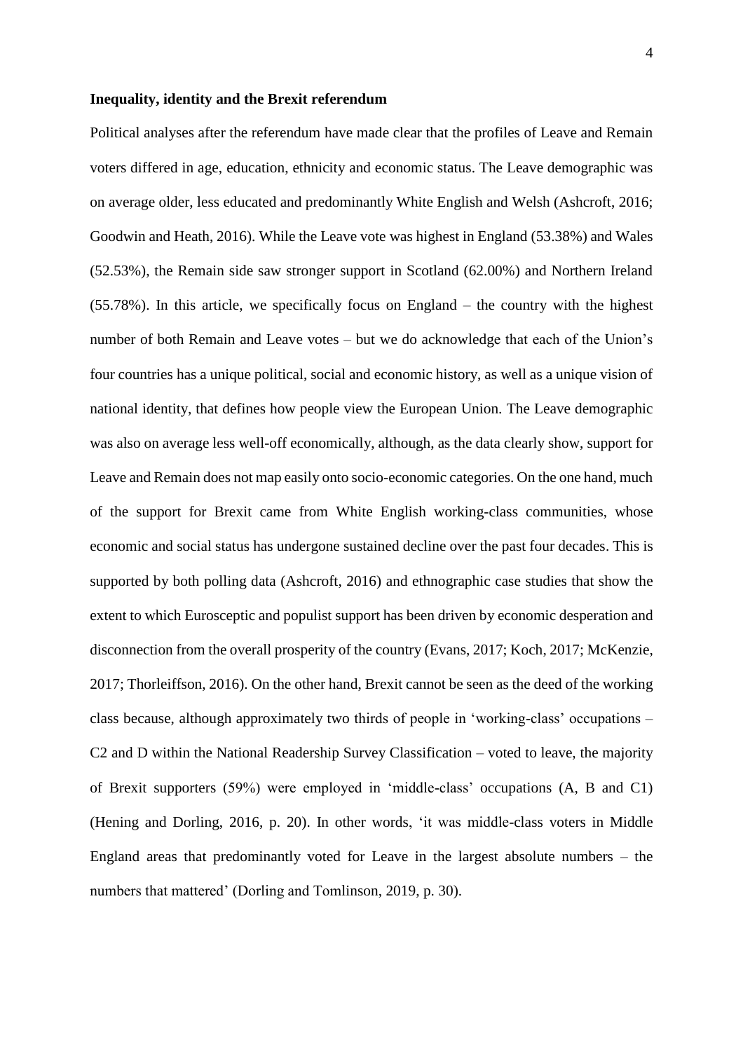**Inequality, identity and the Brexit referendum**

Political analyses after the referendum have made clear that the profiles of Leave and Remain voters differed in age, education, ethnicity and economic status. The Leave demographic was on average older, less educated and predominantly White English and Welsh (Ashcroft, 2016; Goodwin and Heath, 2016). While the Leave vote was highest in England (53.38%) and Wales (52.53%), the Remain side saw stronger support in Scotland (62.00%) and Northern Ireland (55.78%). In this article, we specifically focus on England – the country with the highest number of both Remain and Leave votes – but we do acknowledge that each of the Union's four countries has a unique political, social and economic history, as well as a unique vision of national identity, that defines how people view the European Union. The Leave demographic was also on average less well-off economically, although, as the data clearly show, support for Leave and Remain does not map easily onto socio-economic categories. On the one hand, much of the support for Brexit came from White English working-class communities, whose economic and social status has undergone sustained decline over the past four decades. This is supported by both polling data (Ashcroft, 2016) and ethnographic case studies that show the extent to which Eurosceptic and populist support has been driven by economic desperation and disconnection from the overall prosperity of the country (Evans, 2017; Koch, 2017; McKenzie, 2017; Thorleiffson, 2016). On the other hand, Brexit cannot be seen as the deed of the working class because, although approximately two thirds of people in 'working-class' occupations – C2 and D within the National Readership Survey Classification – voted to leave, the majority of Brexit supporters (59%) were employed in 'middle-class' occupations (A, B and C1) (Hening and Dorling, 2016, p. 20). In other words, 'it was middle-class voters in Middle England areas that predominantly voted for Leave in the largest absolute numbers – the numbers that mattered' (Dorling and Tomlinson, 2019, p. 30).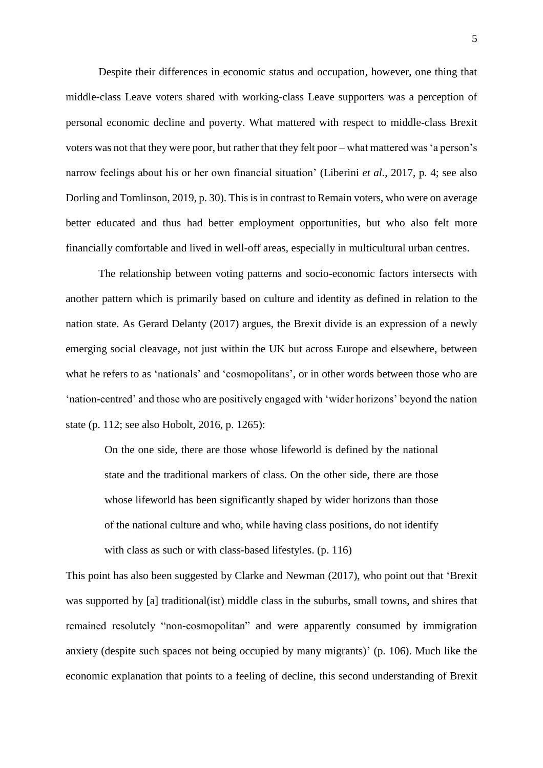Despite their differences in economic status and occupation, however, one thing that middle-class Leave voters shared with working-class Leave supporters was a perception of personal economic decline and poverty. What mattered with respect to middle-class Brexit voters was not that they were poor, but rather that they felt poor – what mattered was 'a person's narrow feelings about his or her own financial situation' (Liberini *et al*., 2017, p. 4; see also Dorling and Tomlinson, 2019, p. 30). This is in contrast to Remain voters, who were on average better educated and thus had better employment opportunities, but who also felt more financially comfortable and lived in well-off areas, especially in multicultural urban centres.

The relationship between voting patterns and socio-economic factors intersects with another pattern which is primarily based on culture and identity as defined in relation to the nation state. As Gerard Delanty (2017) argues, the Brexit divide is an expression of a newly emerging social cleavage, not just within the UK but across Europe and elsewhere, between what he refers to as 'nationals' and 'cosmopolitans', or in other words between those who are 'nation-centred' and those who are positively engaged with 'wider horizons' beyond the nation state (p. 112; see also Hobolt, 2016, p. 1265):

> On the one side, there are those whose lifeworld is defined by the national state and the traditional markers of class. On the other side, there are those whose lifeworld has been significantly shaped by wider horizons than those of the national culture and who, while having class positions, do not identify with class as such or with class-based lifestyles. (p. 116)

This point has also been suggested by Clarke and Newman (2017), who point out that 'Brexit was supported by [a] traditional(ist) middle class in the suburbs, small towns, and shires that remained resolutely "non-cosmopolitan" and were apparently consumed by immigration anxiety (despite such spaces not being occupied by many migrants)' (p. 106). Much like the economic explanation that points to a feeling of decline, this second understanding of Brexit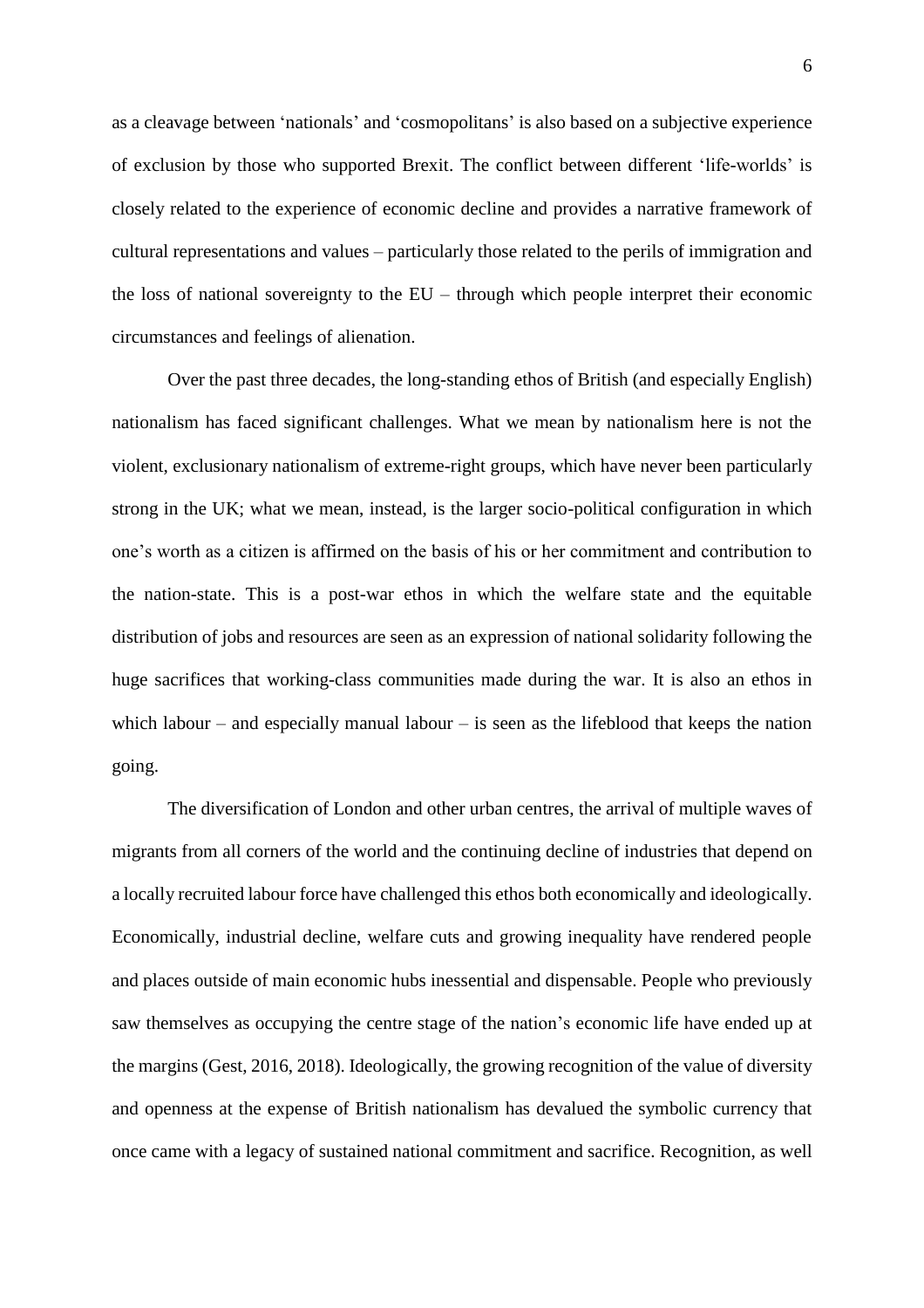as a cleavage between 'nationals' and 'cosmopolitans' is also based on a subjective experience of exclusion by those who supported Brexit. The conflict between different 'life-worlds' is closely related to the experience of economic decline and provides a narrative framework of cultural representations and values – particularly those related to the perils of immigration and the loss of national sovereignty to the EU – through which people interpret their economic circumstances and feelings of alienation.

Over the past three decades, the long-standing ethos of British (and especially English) nationalism has faced significant challenges. What we mean by nationalism here is not the violent, exclusionary nationalism of extreme-right groups, which have never been particularly strong in the UK; what we mean, instead, is the larger socio-political configuration in which one's worth as a citizen is affirmed on the basis of his or her commitment and contribution to the nation-state. This is a post-war ethos in which the welfare state and the equitable distribution of jobs and resources are seen as an expression of national solidarity following the huge sacrifices that working-class communities made during the war. It is also an ethos in which labour – and especially manual labour – is seen as the lifeblood that keeps the nation going.

The diversification of London and other urban centres, the arrival of multiple waves of migrants from all corners of the world and the continuing decline of industries that depend on a locally recruited labour force have challenged this ethos both economically and ideologically. Economically, industrial decline, welfare cuts and growing inequality have rendered people and places outside of main economic hubs inessential and dispensable. People who previously saw themselves as occupying the centre stage of the nation's economic life have ended up at the margins (Gest, 2016, 2018). Ideologically, the growing recognition of the value of diversity and openness at the expense of British nationalism has devalued the symbolic currency that once came with a legacy of sustained national commitment and sacrifice. Recognition, as well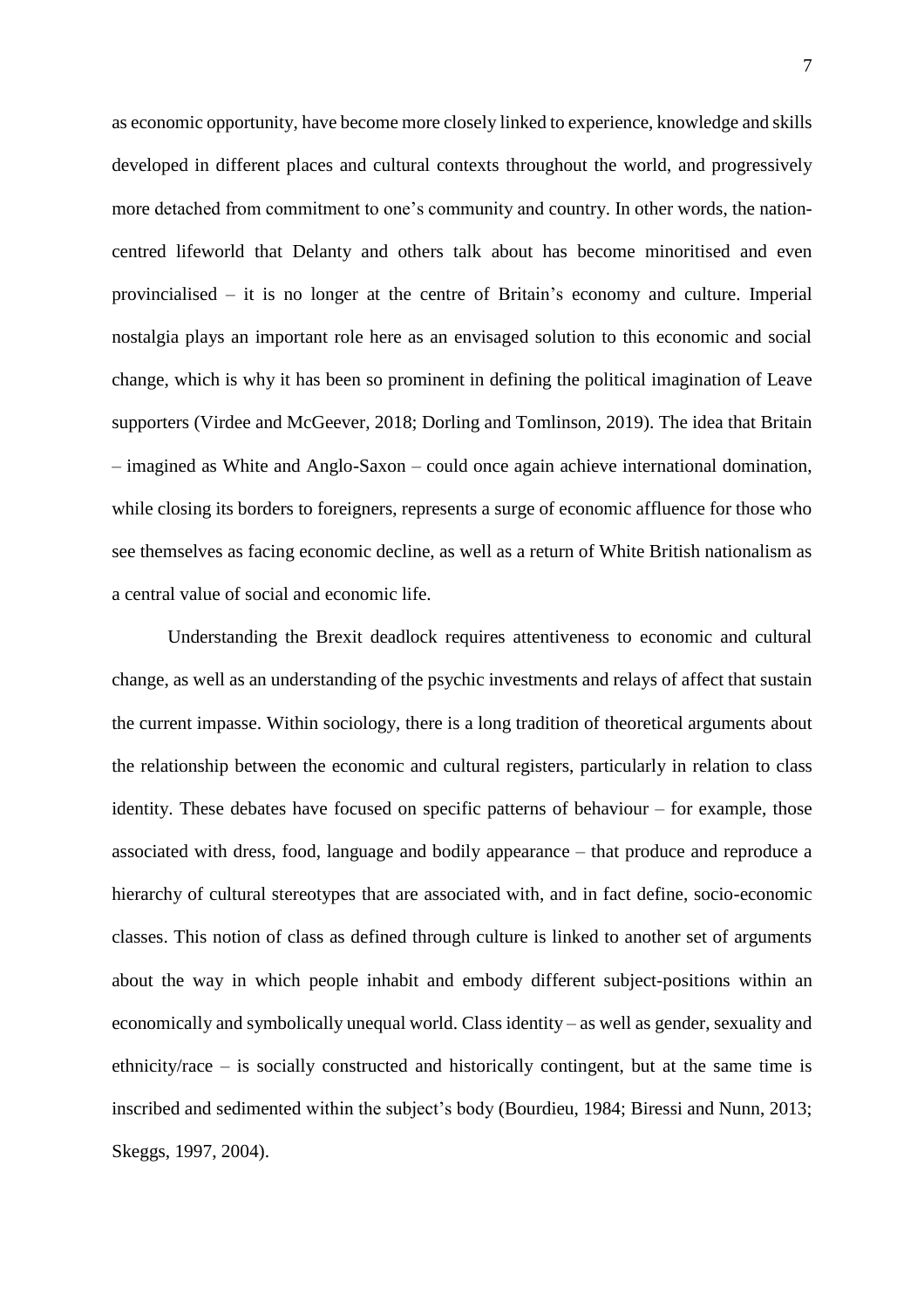as economic opportunity, have become more closely linked to experience, knowledge and skills developed in different places and cultural contexts throughout the world, and progressively more detached from commitment to one's community and country. In other words, the nation-centred lifeworld that Delanty and others talk about has become minoritised and even provincialised – it is no longer at the centre of Britain's economy and culture. Imperial nostalgia plays an important role here as an envisaged solution to this economic and social change, which is why it has been so prominent in defining the political imagination of Leave supporters (Virdee and McGeever, 2018; Dorling and Tomlinson, 2019). The idea that Britain – imagined as White and Anglo-Saxon – could once again achieve international domination, while closing its borders to foreigners, represents a surge of economic affluence for those who see themselves as facing economic decline, as well as a return of White British nationalism as a central value of social and economic life.

Understanding the Brexit deadlock requires attentiveness to economic and cultural change, as well as an understanding of the psychic investments and relays of affect that sustain the current impasse. Within sociology, there is a long tradition of theoretical arguments about the relationship between the economic and cultural registers, particularly in relation to class identity. These debates have focused on specific patterns of behaviour – for example, those associated with dress, food, language and bodily appearance – that produce and reproduce a hierarchy of cultural stereotypes that are associated with, and in fact define, socio-economic classes. This notion of class as defined through culture is linked to another set of arguments about the way in which people inhabit and embody different subject-positions within an economically and symbolically unequal world. Class identity – as well as gender, sexuality and ethnicity/race – is socially constructed and historically contingent, but at the same time is inscribed and sedimented within the subject's body (Bourdieu, 1984; Biressi and Nunn, 2013; Skeggs, 1997, 2004).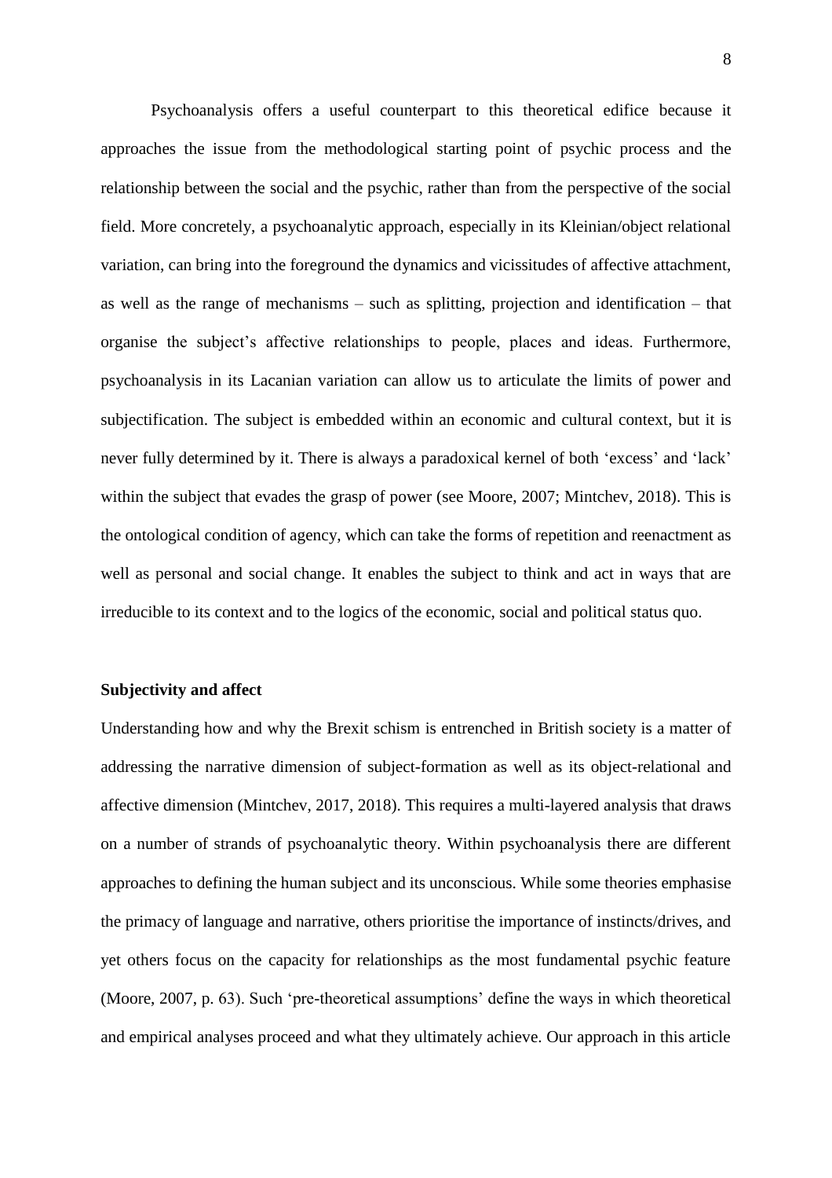Psychoanalysis offers a useful counterpart to this theoretical edifice because it approaches the issue from the methodological starting point of psychic process and the relationship between the social and the psychic, rather than from the perspective of the social field. More concretely, a psychoanalytic approach, especially in its Kleinian/object relational variation, can bring into the foreground the dynamics and vicissitudes of affective attachment, as well as the range of mechanisms – such as splitting, projection and identification – that organise the subject's affective relationships to people, places and ideas. Furthermore, psychoanalysis in its Lacanian variation can allow us to articulate the limits of power and subjectification. The subject is embedded within an economic and cultural context, but it is never fully determined by it. There is always a paradoxical kernel of both 'excess' and 'lack' within the subject that evades the grasp of power (see Moore, 2007; Mintchev, 2018). This is the ontological condition of agency, which can take the forms of repetition and reenactment as well as personal and social change. It enables the subject to think and act in ways that are irreducible to its context and to the logics of the economic, social and political status quo.

### Subjectivity and affect

Understanding how and why the Brexit schism is entrenched in British society is a matter of addressing the narrative dimension of subject-formation as well as its object-relational and affective dimension (Mintchev, 2017, 2018). This requires a multi-layered analysis that draws on a number of strands of psychoanalytic theory. Within psychoanalysis there are different approaches to defining the human subject and its unconscious. While some theories emphasise the primacy of language and narrative, others prioritise the importance of instincts/drives, and yet others focus on the capacity for relationships as the most fundamental psychic feature (Moore, 2007, p. 63). Such 'pre-theoretical assumptions' define the ways in which theoretical and empirical analyses proceed and what they ultimately achieve. Our approach in this article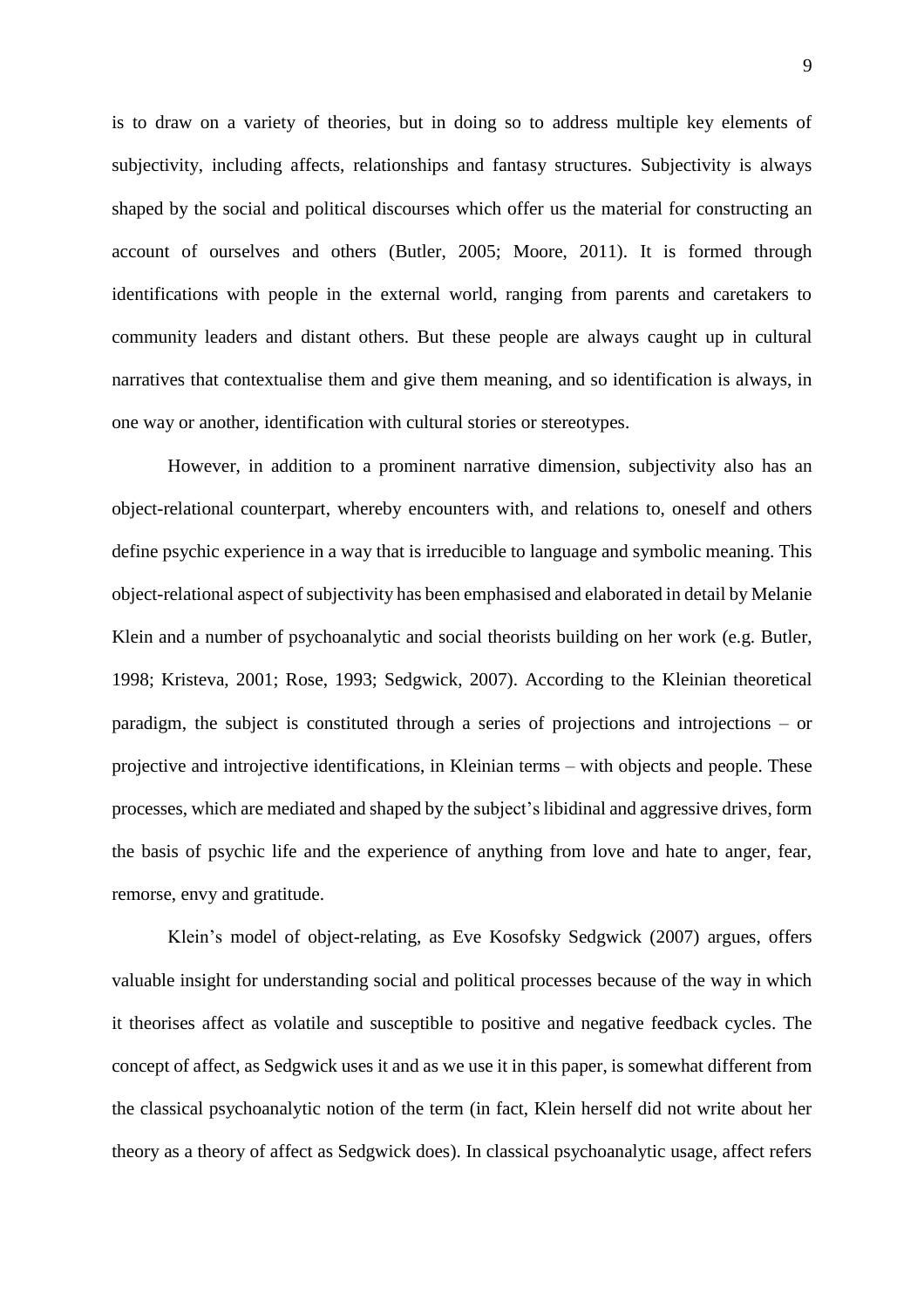is to draw on a variety of theories, but in doing so to address multiple key elements of subjectivity, including affects, relationships and fantasy structures. Subjectivity is always shaped by the social and political discourses which offer us the material for constructing an account of ourselves and others (Butler, 2005; Moore, 2011). It is formed through identifications with people in the external world, ranging from parents and caretakers to community leaders and distant others. But these people are always caught up in cultural narratives that contextualise them and give them meaning, and so identification is always, in one way or another, identification with cultural stories or stereotypes.

However, in addition to a prominent narrative dimension, subjectivity also has an object-relational counterpart, whereby encounters with, and relations to, oneself and others define psychic experience in a way that is irreducible to language and symbolic meaning. This object-relational aspect of subjectivity has been emphasised and elaborated in detail by Melanie Klein and a number of psychoanalytic and social theorists building on her work (e.g. Butler, 1998; Kristeva, 2001; Rose, 1993; Sedgwick, 2007). According to the Kleinian theoretical paradigm, the subject is constituted through a series of projections and introjections – or projective and introjective identifications, in Kleinian terms – with objects and people. These processes, which are mediated and shaped by the subject's libidinal and aggressive drives, form the basis of psychic life and the experience of anything from love and hate to anger, fear, remorse, envy and gratitude.

Klein's model of object-relating, as Eve Kosofsky Sedgwick (2007) argues, offers valuable insight for understanding social and political processes because of the way in which it theorises affect as volatile and susceptible to positive and negative feedback cycles. The concept of affect, as Sedgwick uses it and as we use it in this paper, is somewhat different from the classical psychoanalytic notion of the term (in fact, Klein herself did not write about her theory as a theory of affect as Sedgwick does). In classical psychoanalytic usage, affect refers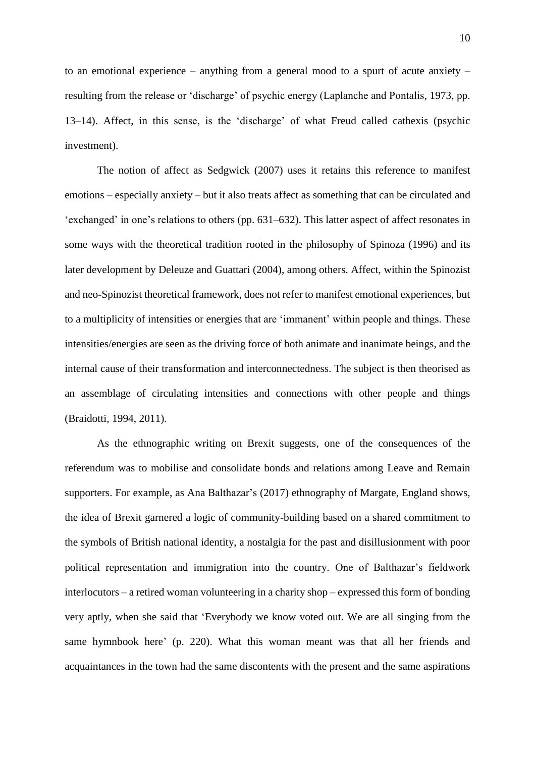to an emotional experience – anything from a general mood to a spurt of acute anxiety – resulting from the release or 'discharge' of psychic energy (Laplanche and Pontalis, 1973, pp. 13–14). Affect, in this sense, is the 'discharge' of what Freud called cathexis (psychic investment).

The notion of affect as Sedgwick (2007) uses it retains this reference to manifest emotions – especially anxiety – but it also treats affect as something that can be circulated and 'exchanged' in one's relations to others (pp. 631–632). This latter aspect of affect resonates in some ways with the theoretical tradition rooted in the philosophy of Spinoza (1996) and its later development by Deleuze and Guattari (2004), among others. Affect, within the Spinozist and neo-Spinozist theoretical framework, does not refer to manifest emotional experiences, but to a multiplicity of intensities or energies that are 'immanent' within people and things. These intensities/energies are seen as the driving force of both animate and inanimate beings, and the internal cause of their transformation and interconnectedness. The subject is then theorised as an assemblage of circulating intensities and connections with other people and things (Braidotti, 1994, 2011).

As the ethnographic writing on Brexit suggests, one of the consequences of the referendum was to mobilise and consolidate bonds and relations among Leave and Remain supporters. For example, as Ana Balthazar's (2017) ethnography of Margate, England shows, the idea of Brexit garnered a logic of community-building based on a shared commitment to the symbols of British national identity, a nostalgia for the past and disillusionment with poor political representation and immigration into the country. One of Balthazar's fieldwork interlocutors – a retired woman volunteering in a charity shop – expressed this form of bonding very aptly, when she said that 'Everybody we know voted out. We are all singing from the same hymnbook here' (p. 220). What this woman meant was that all her friends and acquaintances in the town had the same discontents with the present and the same aspirations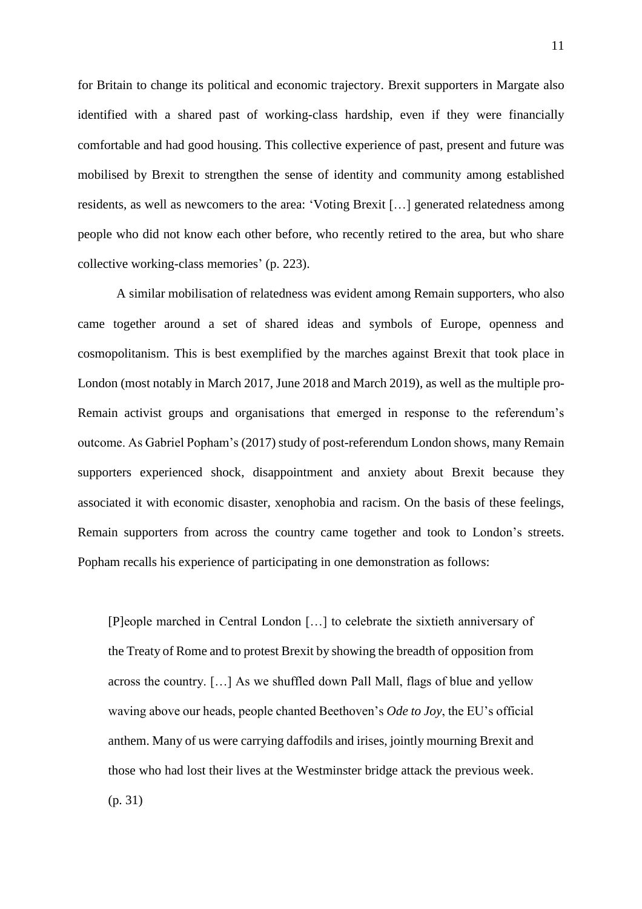for Britain to change its political and economic trajectory. Brexit supporters in Margate also identified with a shared past of working-class hardship, even if they were financially comfortable and had good housing. This collective experience of past, present and future was mobilised by Brexit to strengthen the sense of identity and community among established residents, as well as newcomers to the area: 'Voting Brexit […] generated relatedness among people who did not know each other before, who recently retired to the area, but who share collective working-class memories' (p. 223).

A similar mobilisation of relatedness was evident among Remain supporters, who also came together around a set of shared ideas and symbols of Europe, openness and cosmopolitanism. This is best exemplified by the marches against Brexit that took place in London (most notably in March 2017, June 2018 and March 2019), as well as the multiple pro-Remain activist groups and organisations that emerged in response to the referendum's outcome. As Gabriel Popham's (2017) study of post-referendum London shows, many Remain supporters experienced shock, disappointment and anxiety about Brexit because they associated it with economic disaster, xenophobia and racism. On the basis of these feelings, Remain supporters from across the country came together and took to London's streets. Popham recalls his experience of participating in one demonstration as follows:

> [P]eople marched in Central London […] to celebrate the sixtieth anniversary of the Treaty of Rome and to protest Brexit by showing the breadth of opposition from across the country. […] As we shuffled down Pall Mall, flags of blue and yellow waving above our heads, people chanted Beethoven's *Ode to Joy*, the EU's official anthem. Many of us were carrying daffodils and irises, jointly mourning Brexit and those who had lost their lives at the Westminster bridge attack the previous week. (p. 31)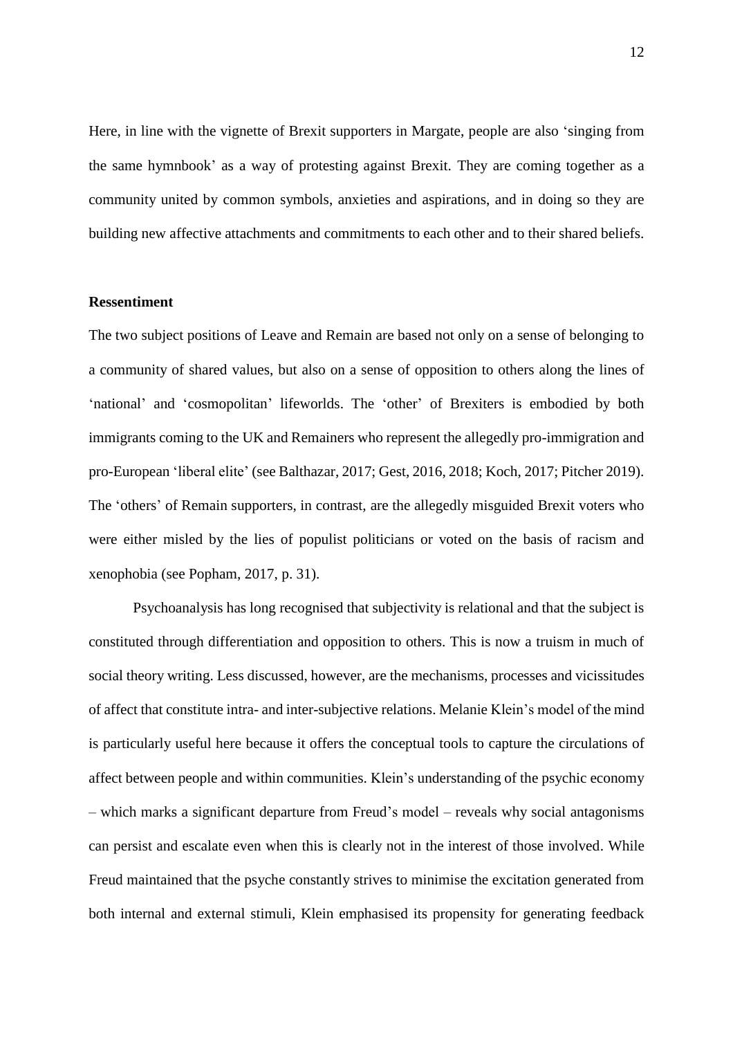Here, in line with the vignette of Brexit supporters in Margate, people are also 'singing from the same hymnbook' as a way of protesting against Brexit. They are coming together as a community united by common symbols, anxieties and aspirations, and in doing so they are building new affective attachments and commitments to each other and to their shared beliefs.

**Ressentiment**

The two subject positions of Leave and Remain are based not only on a sense of belonging to a community of shared values, but also on a sense of opposition to others along the lines of 'national' and 'cosmopolitan' lifeworlds. The 'other' of Brexiters is embodied by both immigrants coming to the UK and Remainers who represent the allegedly pro-immigration and pro-European 'liberal elite' (see Balthazar, 2017; Gest, 2016, 2018; Koch, 2017; Pitcher 2019). The 'others' of Remain supporters, in contrast, are the allegedly misguided Brexit voters who were either misled by the lies of populist politicians or voted on the basis of racism and xenophobia (see Popham, 2017, p. 31).

Psychoanalysis has long recognised that subjectivity is relational and that the subject is constituted through differentiation and opposition to others. This is now a truism in much of social theory writing. Less discussed, however, are the mechanisms, processes and vicissitudes of affect that constitute intra- and inter-subjective relations. Melanie Klein's model of the mind is particularly useful here because it offers the conceptual tools to capture the circulations of affect between people and within communities. Klein's understanding of the psychic economy – which marks a significant departure from Freud's model – reveals why social antagonisms can persist and escalate even when this is clearly not in the interest of those involved. While Freud maintained that the psyche constantly strives to minimise the excitation generated from both internal and external stimuli, Klein emphasised its propensity for generating feedback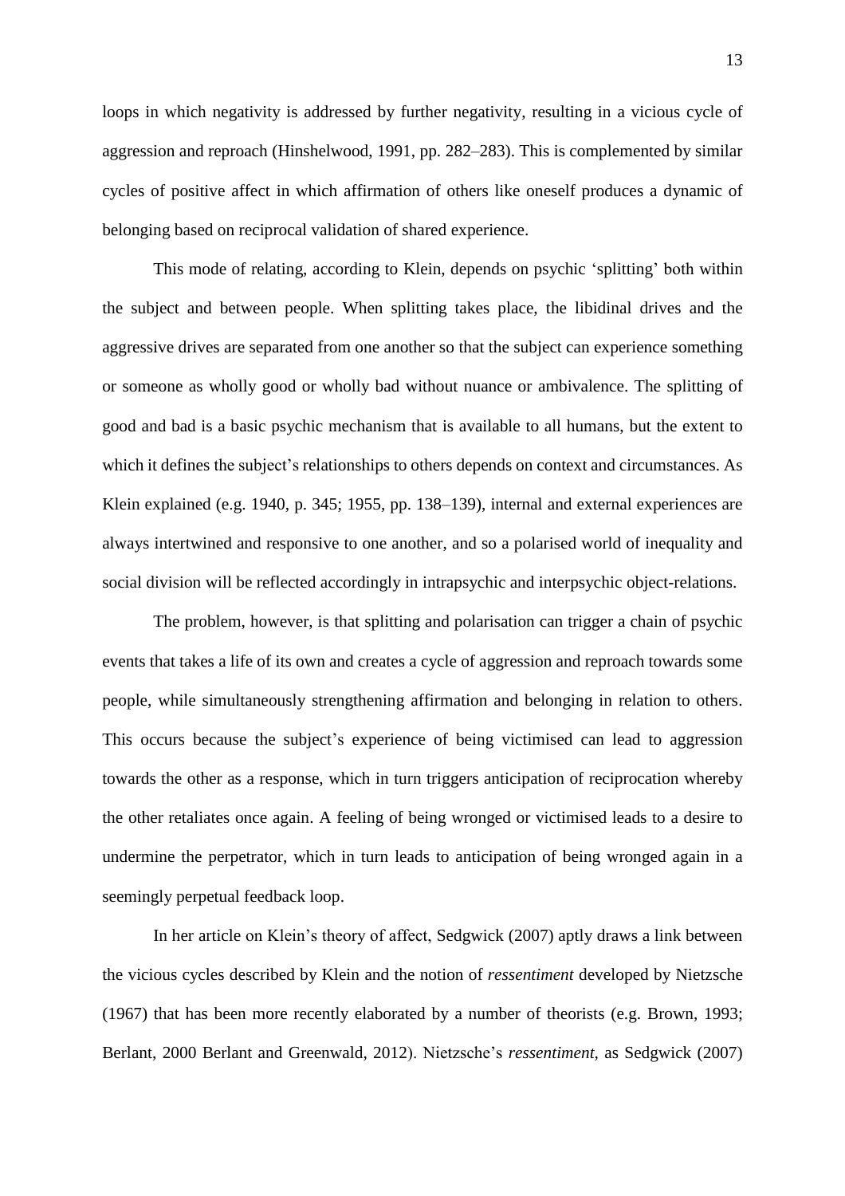loops in which negativity is addressed by further negativity, resulting in a vicious cycle of aggression and reproach (Hinshelwood, 1991, pp. 282–283). This is complemented by similar cycles of positive affect in which affirmation of others like oneself produces a dynamic of belonging based on reciprocal validation of shared experience.

This mode of relating, according to Klein, depends on psychic 'splitting' both within the subject and between people. When splitting takes place, the libidinal drives and the aggressive drives are separated from one another so that the subject can experience something or someone as wholly good or wholly bad without nuance or ambivalence. The splitting of good and bad is a basic psychic mechanism that is available to all humans, but the extent to which it defines the subject's relationships to others depends on context and circumstances. As Klein explained (e.g. 1940, p. 345; 1955, pp. 138–139), internal and external experiences are always intertwined and responsive to one another, and so a polarised world of inequality and social division will be reflected accordingly in intrapsychic and interpsychic object-relations.

The problem, however, is that splitting and polarisation can trigger a chain of psychic events that takes a life of its own and creates a cycle of aggression and reproach towards some people, while simultaneously strengthening affirmation and belonging in relation to others. This occurs because the subject's experience of being victimised can lead to aggression towards the other as a response, which in turn triggers anticipation of reciprocation whereby the other retaliates once again. A feeling of being wronged or victimised leads to a desire to undermine the perpetrator, which in turn leads to anticipation of being wronged again in a seemingly perpetual feedback loop.

In her article on Klein's theory of affect, Sedgwick (2007) aptly draws a link between the vicious cycles described by Klein and the notion of *ressentiment* developed by Nietzsche (1967) that has been more recently elaborated by a number of theorists (e.g. Brown, 1993; Berlant, 2000 Berlant and Greenwald, 2012). Nietzsche's *ressentiment,* as Sedgwick (2007)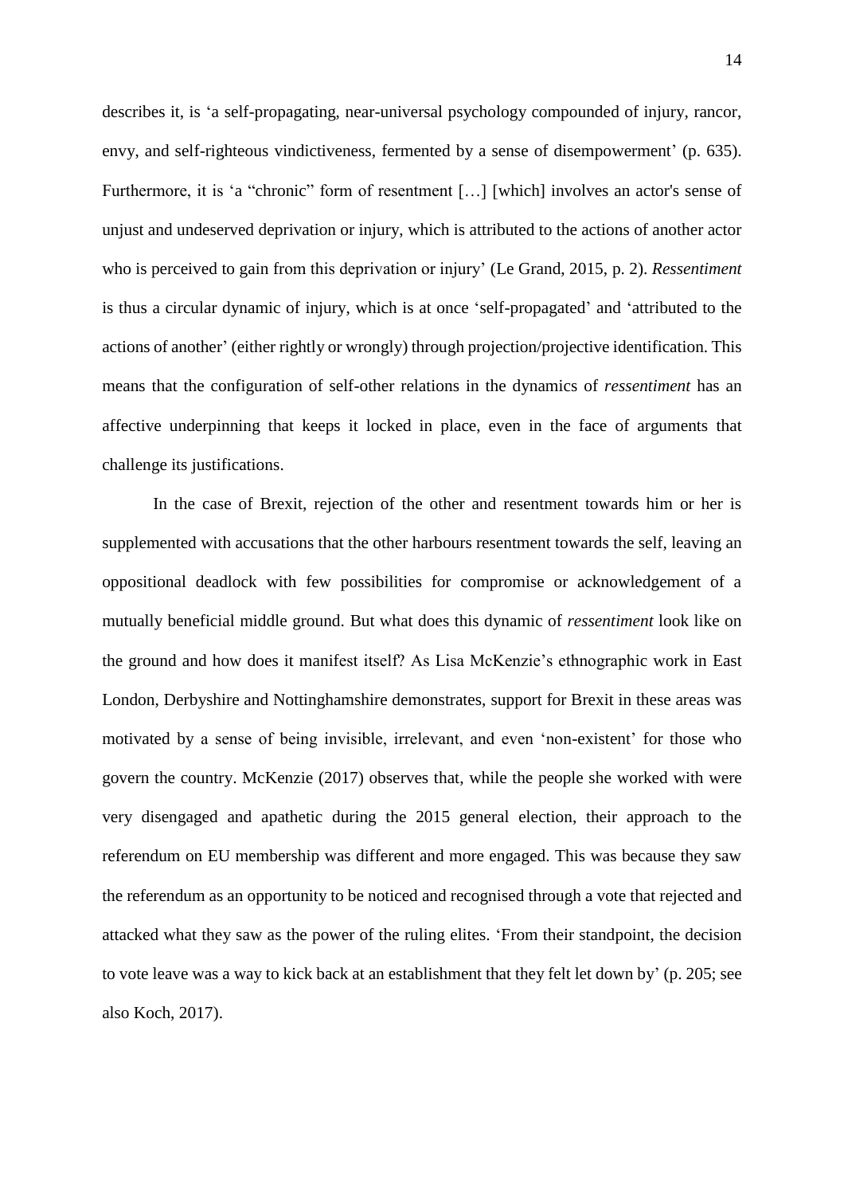describes it, is ‘a self-propagating, near-universal psychology compounded of injury, rancor, envy, and self-righteous vindictiveness, fermented by a sense of disempowerment’ (p. 635). Furthermore, it is ‘a “chronic” form of resentment […] [which] involves an actor's sense of unjust and undeserved deprivation or injury, which is attributed to the actions of another actor who is perceived to gain from this deprivation or injury’ (Le Grand, 2015, p. 2). *Ressentiment* is thus a circular dynamic of injury, which is at once ‘self-propagated’ and ‘attributed to the actions of another’ (either rightly or wrongly) through projection/projective identification. This means that the configuration of self-other relations in the dynamics of *ressentiment* has an affective underpinning that keeps it locked in place, even in the face of arguments that challenge its justifications.

In the case of Brexit, rejection of the other and resentment towards him or her is supplemented with accusations that the other harbours resentment towards the self, leaving an oppositional deadlock with few possibilities for compromise or acknowledgement of a mutually beneficial middle ground. But what does this dynamic of *ressentiment* look like on the ground and how does it manifest itself? As Lisa McKenzie’s ethnographic work in East London, Derbyshire and Nottinghamshire demonstrates, support for Brexit in these areas was motivated by a sense of being invisible, irrelevant, and even ‘non-existent’ for those who govern the country. McKenzie (2017) observes that, while the people she worked with were very disengaged and apathetic during the 2015 general election, their approach to the referendum on EU membership was different and more engaged. This was because they saw the referendum as an opportunity to be noticed and recognised through a vote that rejected and attacked what they saw as the power of the ruling elites. ‘From their standpoint, the decision to vote leave was a way to kick back at an establishment that they felt let down by’ (p. 205; see also Koch, 2017).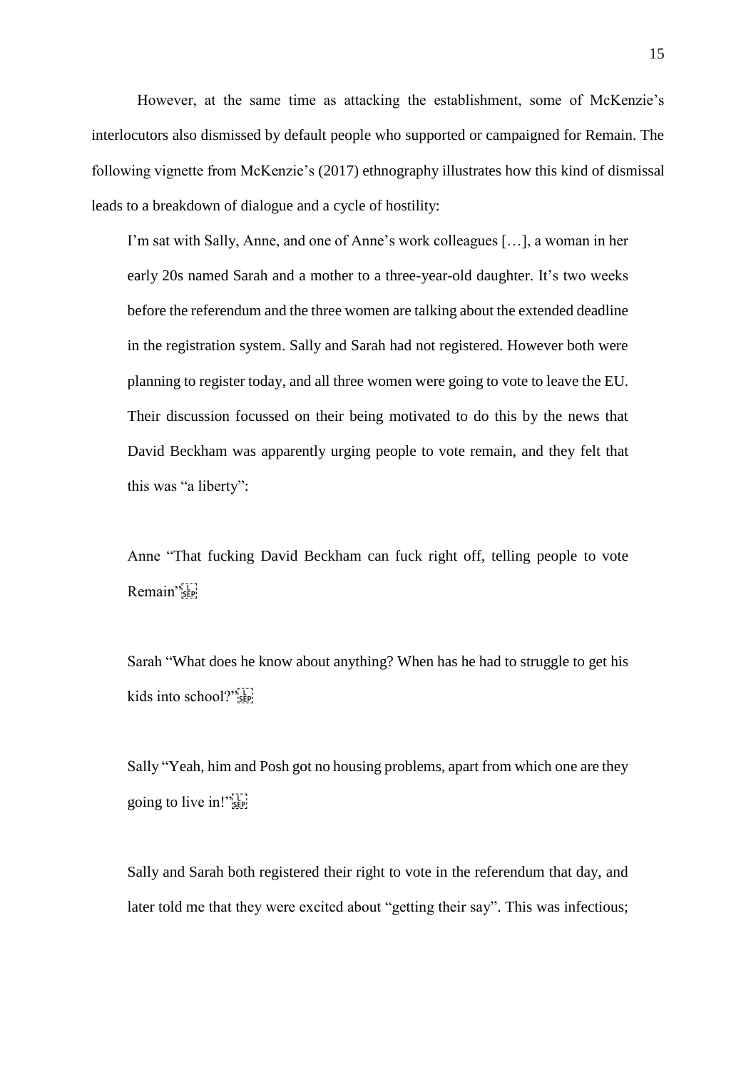However, at the same time as attacking the establishment, some of McKenzie's interlocutors also dismissed by default people who supported or campaigned for Remain. The following vignette from McKenzie's (2017) ethnography illustrates how this kind of dismissal leads to a breakdown of dialogue and a cycle of hostility:

> I'm sat with Sally, Anne, and one of Anne's work colleagues […], a woman in her early 20s named Sarah and a mother to a three-year-old daughter. It's two weeks before the referendum and the three women are talking about the extended deadline in the registration system. Sally and Sarah had not registered. However both were planning to register today, and all three women were going to vote to leave the EU. Their discussion focussed on their being motivated to do this by the news that David Beckham was apparently urging people to vote remain, and they felt that this was "a liberty":
>
> Anne "That fucking David Beckham can fuck right off, telling people to vote Remain"
>
> Sarah "What does he know about anything? When has he had to struggle to get his kids into school?"
>
> Sally "Yeah, him and Posh got no housing problems, apart from which one are they going to live in!"
>
> Sally and Sarah both registered their right to vote in the referendum that day, and later told me that they were excited about "getting their say". This was infectious;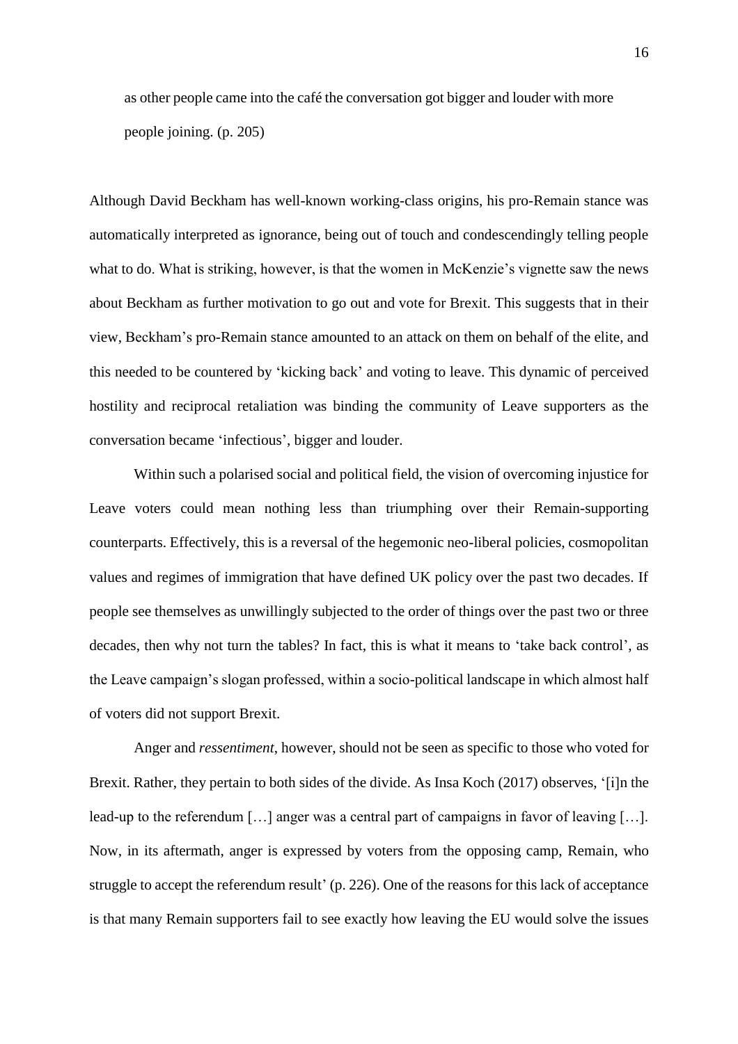> as other people came into the café the conversation got bigger and louder with more people joining. (p. 205)

Although David Beckham has well-known working-class origins, his pro-Remain stance was automatically interpreted as ignorance, being out of touch and condescendingly telling people what to do. What is striking, however, is that the women in McKenzie's vignette saw the news about Beckham as further motivation to go out and vote for Brexit. This suggests that in their view, Beckham's pro-Remain stance amounted to an attack on them on behalf of the elite, and this needed to be countered by 'kicking back' and voting to leave. This dynamic of perceived hostility and reciprocal retaliation was binding the community of Leave supporters as the conversation became 'infectious', bigger and louder.

Within such a polarised social and political field, the vision of overcoming injustice for Leave voters could mean nothing less than triumphing over their Remain-supporting counterparts. Effectively, this is a reversal of the hegemonic neo-liberal policies, cosmopolitan values and regimes of immigration that have defined UK policy over the past two decades. If people see themselves as unwillingly subjected to the order of things over the past two or three decades, then why not turn the tables? In fact, this is what it means to 'take back control', as the Leave campaign's slogan professed, within a socio-political landscape in which almost half of voters did not support Brexit.

Anger and *ressentiment*, however, should not be seen as specific to those who voted for Brexit. Rather, they pertain to both sides of the divide. As Insa Koch (2017) observes, '[i]n the lead-up to the referendum […] anger was a central part of campaigns in favor of leaving […]. Now, in its aftermath, anger is expressed by voters from the opposing camp, Remain, who struggle to accept the referendum result' (p. 226). One of the reasons for this lack of acceptance is that many Remain supporters fail to see exactly how leaving the EU would solve the issues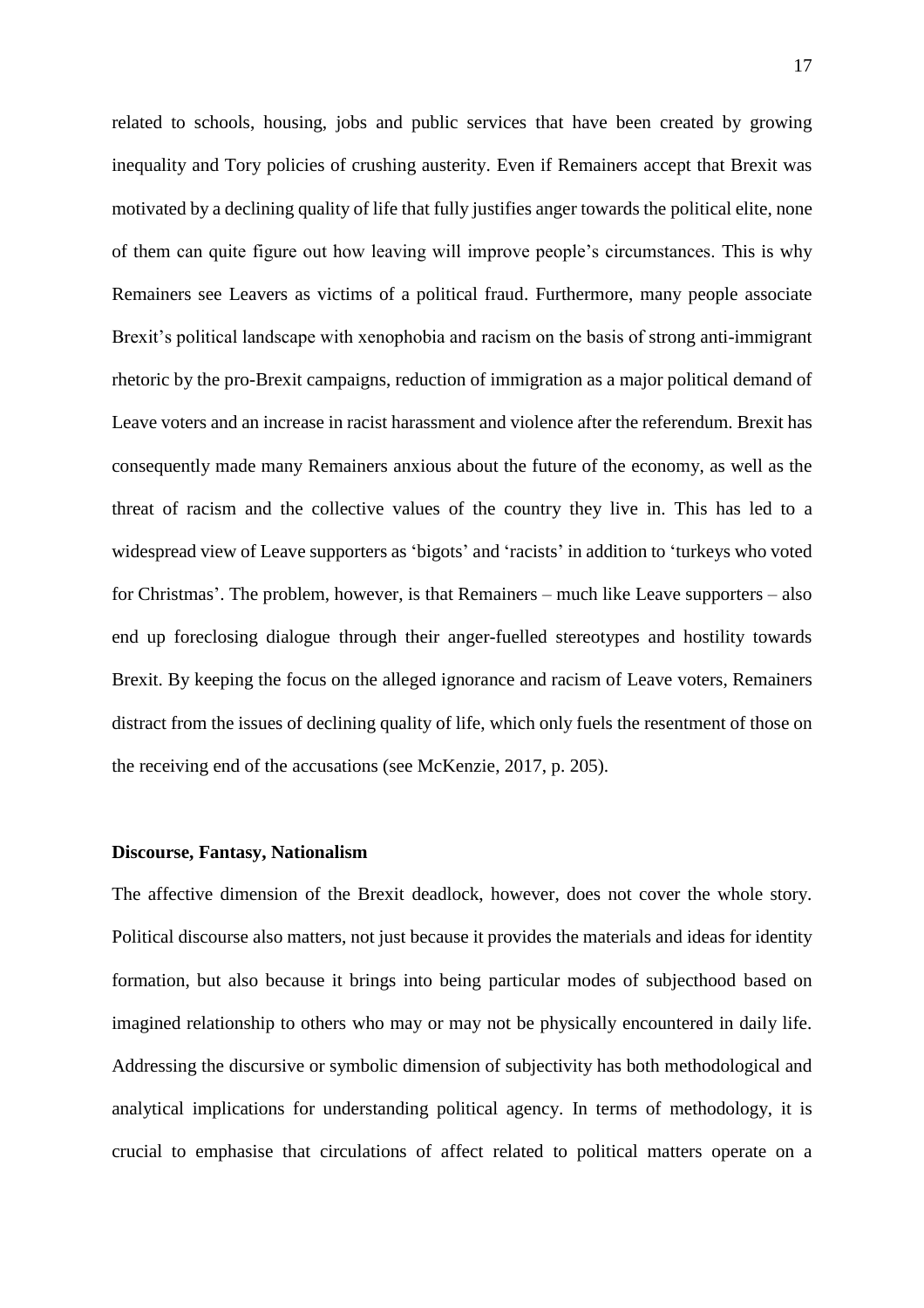related to schools, housing, jobs and public services that have been created by growing inequality and Tory policies of crushing austerity. Even if Remainers accept that Brexit was motivated by a declining quality of life that fully justifies anger towards the political elite, none of them can quite figure out how leaving will improve people's circumstances. This is why Remainers see Leavers as victims of a political fraud. Furthermore, many people associate Brexit's political landscape with xenophobia and racism on the basis of strong anti-immigrant rhetoric by the pro-Brexit campaigns, reduction of immigration as a major political demand of Leave voters and an increase in racist harassment and violence after the referendum. Brexit has consequently made many Remainers anxious about the future of the economy, as well as the threat of racism and the collective values of the country they live in. This has led to a widespread view of Leave supporters as 'bigots' and 'racists' in addition to 'turkeys who voted for Christmas'. The problem, however, is that Remainers – much like Leave supporters – also end up foreclosing dialogue through their anger-fuelled stereotypes and hostility towards Brexit. By keeping the focus on the alleged ignorance and racism of Leave voters, Remainers distract from the issues of declining quality of life, which only fuels the resentment of those on the receiving end of the accusations (see McKenzie, 2017, p. 205).

**Discourse, Fantasy, Nationalism**

The affective dimension of the Brexit deadlock, however, does not cover the whole story. Political discourse also matters, not just because it provides the materials and ideas for identity formation, but also because it brings into being particular modes of subjecthood based on imagined relationship to others who may or may not be physically encountered in daily life. Addressing the discursive or symbolic dimension of subjectivity has both methodological and analytical implications for understanding political agency. In terms of methodology, it is crucial to emphasise that circulations of affect related to political matters operate on a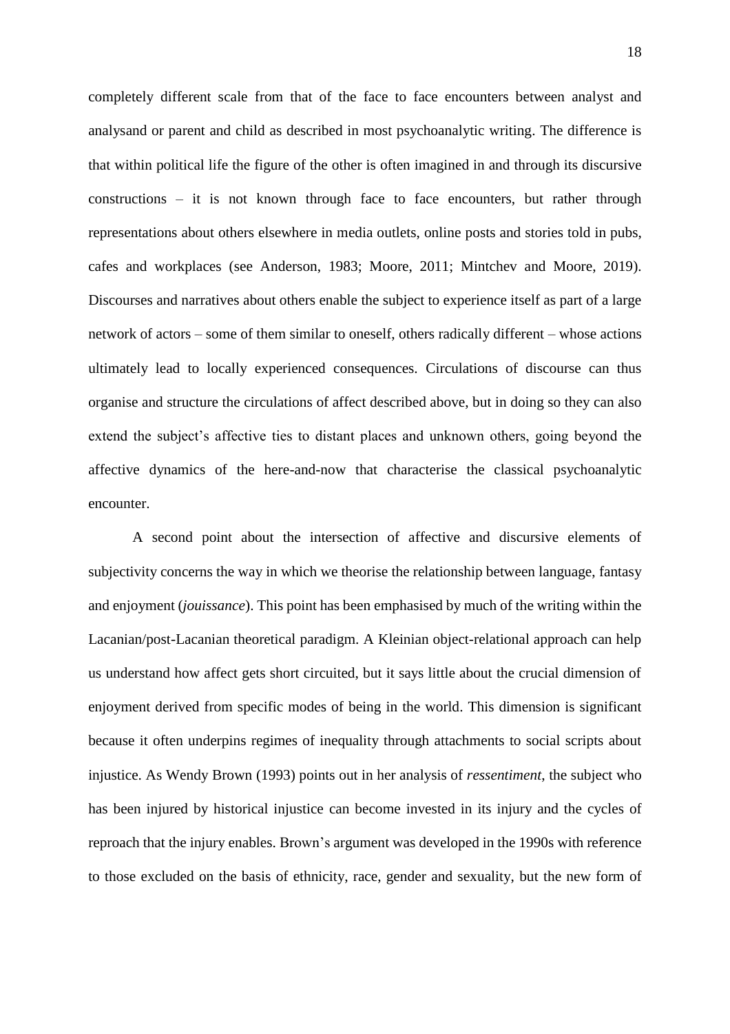completely different scale from that of the face to face encounters between analyst and analysand or parent and child as described in most psychoanalytic writing. The difference is that within political life the figure of the other is often imagined in and through its discursive constructions – it is not known through face to face encounters, but rather through representations about others elsewhere in media outlets, online posts and stories told in pubs, cafes and workplaces (see Anderson, 1983; Moore, 2011; Mintchev and Moore, 2019). Discourses and narratives about others enable the subject to experience itself as part of a large network of actors – some of them similar to oneself, others radically different – whose actions ultimately lead to locally experienced consequences. Circulations of discourse can thus organise and structure the circulations of affect described above, but in doing so they can also extend the subject's affective ties to distant places and unknown others, going beyond the affective dynamics of the here-and-now that characterise the classical psychoanalytic encounter.

A second point about the intersection of affective and discursive elements of subjectivity concerns the way in which we theorise the relationship between language, fantasy and enjoyment (*jouissance*). This point has been emphasised by much of the writing within the Lacanian/post-Lacanian theoretical paradigm. A Kleinian object-relational approach can help us understand how affect gets short circuited, but it says little about the crucial dimension of enjoyment derived from specific modes of being in the world. This dimension is significant because it often underpins regimes of inequality through attachments to social scripts about injustice. As Wendy Brown (1993) points out in her analysis of *ressentiment*, the subject who has been injured by historical injustice can become invested in its injury and the cycles of reproach that the injury enables. Brown's argument was developed in the 1990s with reference to those excluded on the basis of ethnicity, race, gender and sexuality, but the new form of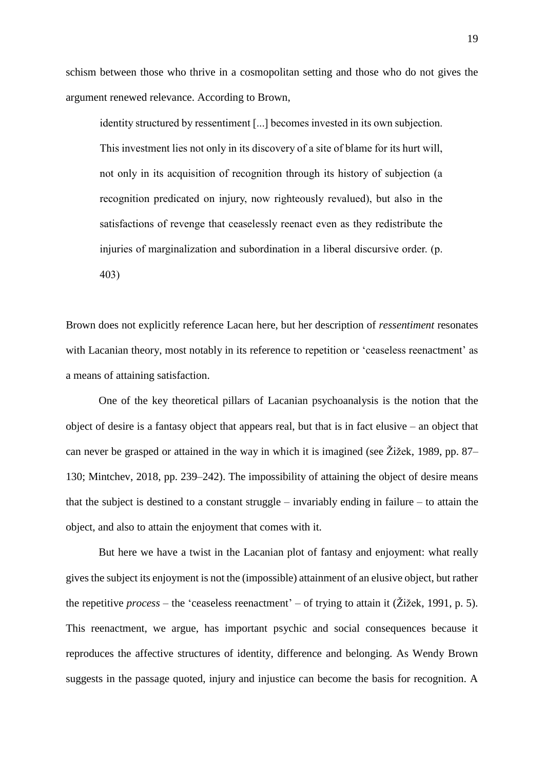schism between those who thrive in a cosmopolitan setting and those who do not gives the argument renewed relevance. According to Brown,

> identity structured by ressentiment [...] becomes invested in its own subjection. This investment lies not only in its discovery of a site of blame for its hurt will, not only in its acquisition of recognition through its history of subjection (a recognition predicated on injury, now righteously revalued), but also in the satisfactions of revenge that ceaselessly reenact even as they redistribute the injuries of marginalization and subordination in a liberal discursive order. (p. 403)

Brown does not explicitly reference Lacan here, but her description of *ressentiment* resonates with Lacanian theory, most notably in its reference to repetition or 'ceaseless reenactment' as a means of attaining satisfaction.

One of the key theoretical pillars of Lacanian psychoanalysis is the notion that the object of desire is a fantasy object that appears real, but that is in fact elusive – an object that can never be grasped or attained in the way in which it is imagined (see Žižek, 1989, pp. 87–130; Mintchev, 2018, pp. 239–242). The impossibility of attaining the object of desire means that the subject is destined to a constant struggle – invariably ending in failure – to attain the object, and also to attain the enjoyment that comes with it.

But here we have a twist in the Lacanian plot of fantasy and enjoyment: what really gives the subject its enjoyment is not the (impossible) attainment of an elusive object, but rather the repetitive *process* – the 'ceaseless reenactment' – of trying to attain it (Žižek, 1991, p. 5). This reenactment, we argue, has important psychic and social consequences because it reproduces the affective structures of identity, difference and belonging. As Wendy Brown suggests in the passage quoted, injury and injustice can become the basis for recognition. A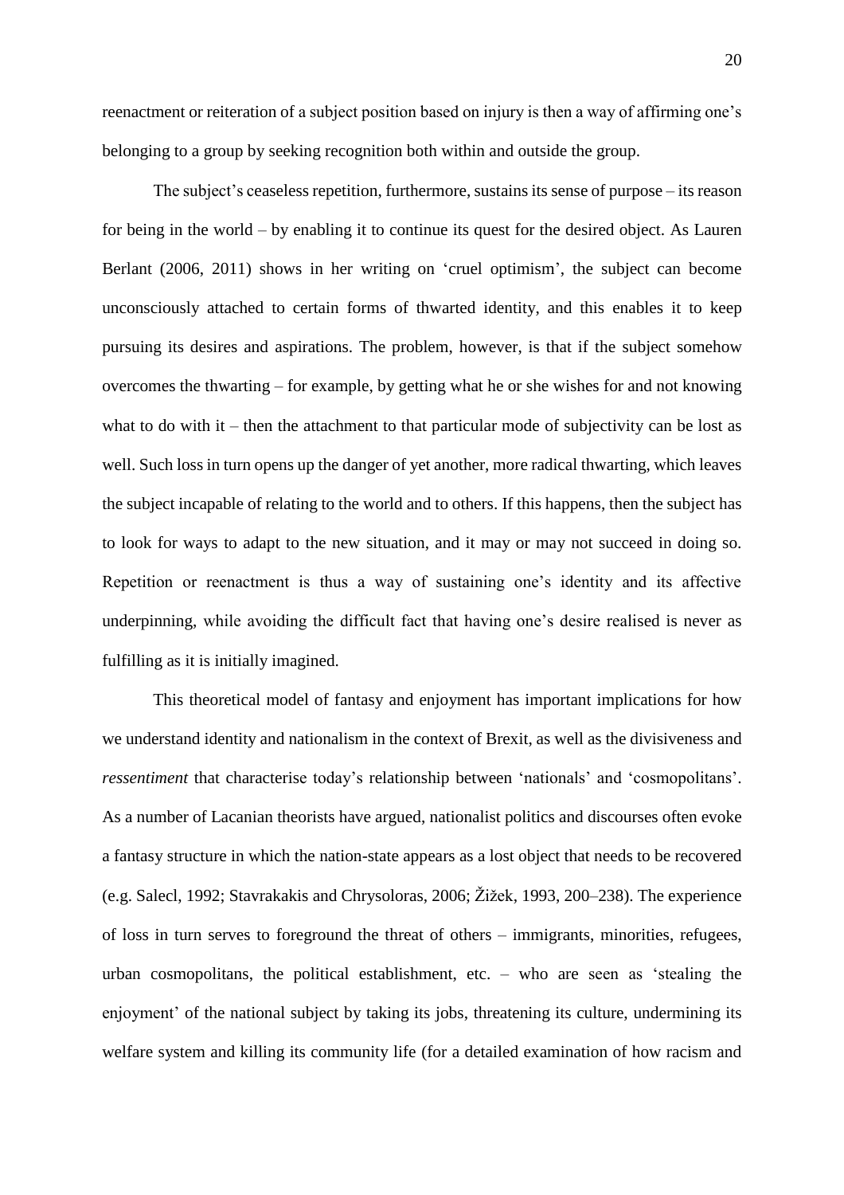reenactment or reiteration of a subject position based on injury is then a way of affirming one's belonging to a group by seeking recognition both within and outside the group.

The subject's ceaseless repetition, furthermore, sustains its sense of purpose – its reason for being in the world – by enabling it to continue its quest for the desired object. As Lauren Berlant (2006, 2011) shows in her writing on 'cruel optimism', the subject can become unconsciously attached to certain forms of thwarted identity, and this enables it to keep pursuing its desires and aspirations. The problem, however, is that if the subject somehow overcomes the thwarting – for example, by getting what he or she wishes for and not knowing what to do with it – then the attachment to that particular mode of subjectivity can be lost as well. Such loss in turn opens up the danger of yet another, more radical thwarting, which leaves the subject incapable of relating to the world and to others. If this happens, then the subject has to look for ways to adapt to the new situation, and it may or may not succeed in doing so. Repetition or reenactment is thus a way of sustaining one's identity and its affective underpinning, while avoiding the difficult fact that having one's desire realised is never as fulfilling as it is initially imagined.

This theoretical model of fantasy and enjoyment has important implications for how we understand identity and nationalism in the context of Brexit, as well as the divisiveness and *ressentiment* that characterise today's relationship between 'nationals' and 'cosmopolitans'. As a number of Lacanian theorists have argued, nationalist politics and discourses often evoke a fantasy structure in which the nation-state appears as a lost object that needs to be recovered (e.g. Salecl, 1992; Stavrakakis and Chrysoloras, 2006; Žižek, 1993, 200–238). The experience of loss in turn serves to foreground the threat of others – immigrants, minorities, refugees, urban cosmopolitans, the political establishment, etc. – who are seen as 'stealing the enjoyment' of the national subject by taking its jobs, threatening its culture, undermining its welfare system and killing its community life (for a detailed examination of how racism and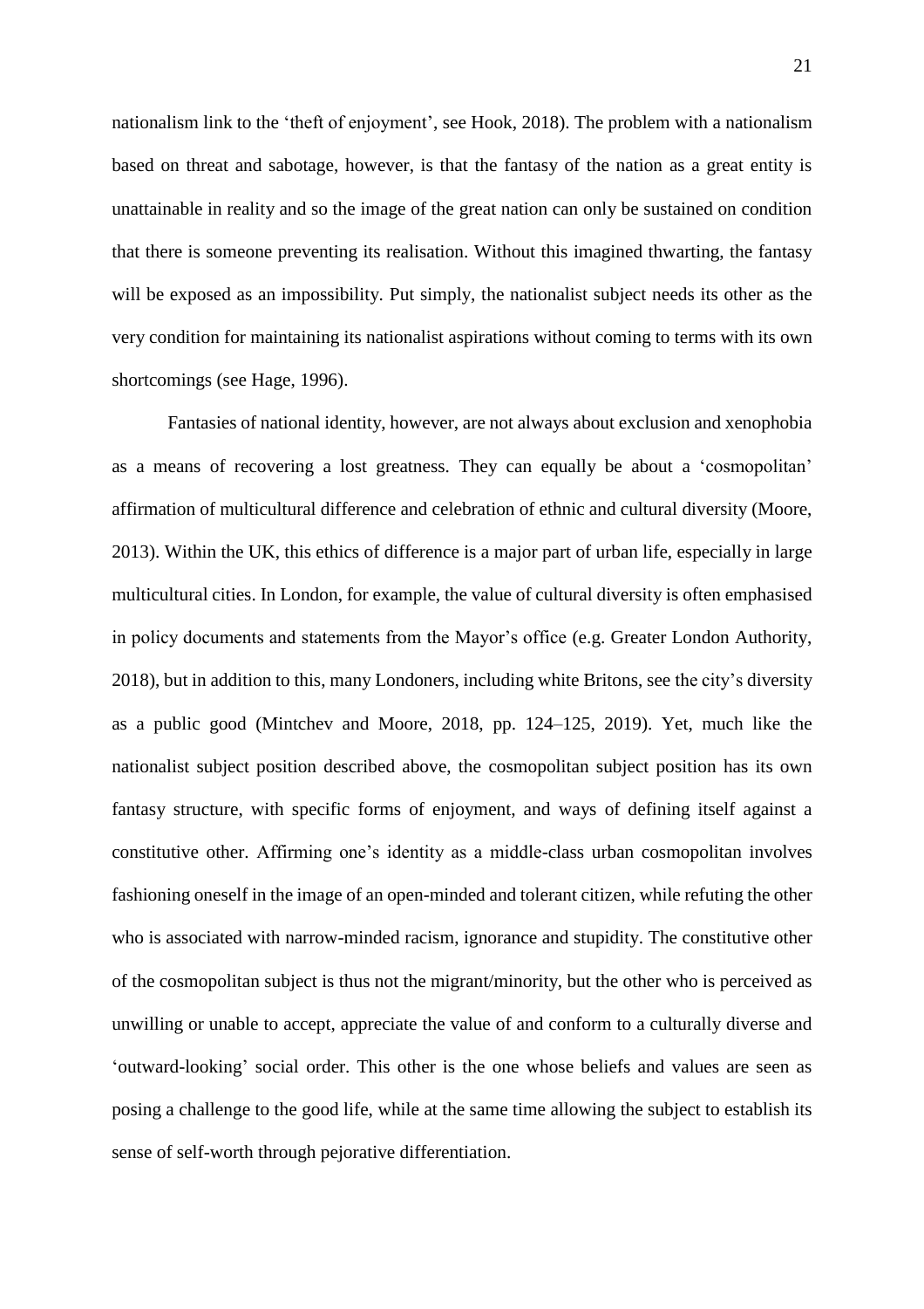nationalism link to the 'theft of enjoyment', see Hook, 2018). The problem with a nationalism based on threat and sabotage, however, is that the fantasy of the nation as a great entity is unattainable in reality and so the image of the great nation can only be sustained on condition that there is someone preventing its realisation. Without this imagined thwarting, the fantasy will be exposed as an impossibility. Put simply, the nationalist subject needs its other as the very condition for maintaining its nationalist aspirations without coming to terms with its own shortcomings (see Hage, 1996).

Fantasies of national identity, however, are not always about exclusion and xenophobia as a means of recovering a lost greatness. They can equally be about a 'cosmopolitan' affirmation of multicultural difference and celebration of ethnic and cultural diversity (Moore, 2013). Within the UK, this ethics of difference is a major part of urban life, especially in large multicultural cities. In London, for example, the value of cultural diversity is often emphasised in policy documents and statements from the Mayor's office (e.g. Greater London Authority, 2018), but in addition to this, many Londoners, including white Britons, see the city's diversity as a public good (Mintchev and Moore, 2018, pp. 124–125, 2019). Yet, much like the nationalist subject position described above, the cosmopolitan subject position has its own fantasy structure, with specific forms of enjoyment, and ways of defining itself against a constitutive other. Affirming one's identity as a middle-class urban cosmopolitan involves fashioning oneself in the image of an open-minded and tolerant citizen, while refuting the other who is associated with narrow-minded racism, ignorance and stupidity. The constitutive other of the cosmopolitan subject is thus not the migrant/minority, but the other who is perceived as unwilling or unable to accept, appreciate the value of and conform to a culturally diverse and 'outward-looking' social order. This other is the one whose beliefs and values are seen as posing a challenge to the good life, while at the same time allowing the subject to establish its sense of self-worth through pejorative differentiation.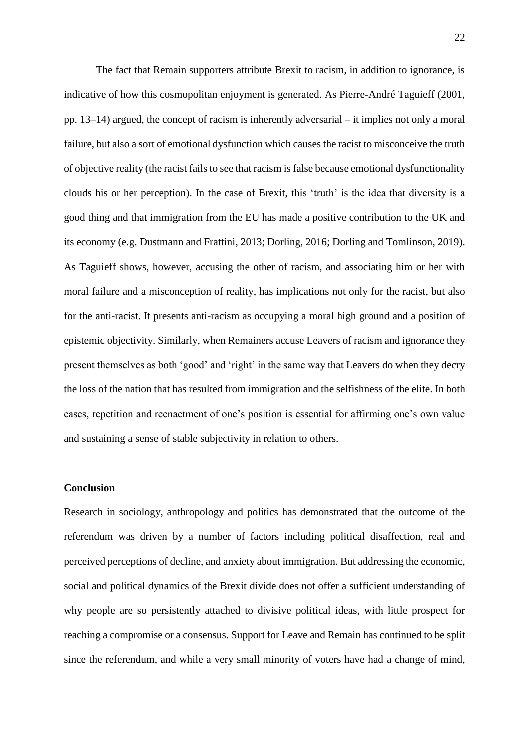The fact that Remain supporters attribute Brexit to racism, in addition to ignorance, is indicative of how this cosmopolitan enjoyment is generated. As Pierre-André Taguieff (2001, pp. 13–14) argued, the concept of racism is inherently adversarial – it implies not only a moral failure, but also a sort of emotional dysfunction which causes the racist to misconceive the truth of objective reality (the racist fails to see that racism is false because emotional dysfunctionality clouds his or her perception). In the case of Brexit, this 'truth' is the idea that diversity is a good thing and that immigration from the EU has made a positive contribution to the UK and its economy (e.g. Dustmann and Frattini, 2013; Dorling, 2016; Dorling and Tomlinson, 2019). As Taguieff shows, however, accusing the other of racism, and associating him or her with moral failure and a misconception of reality, has implications not only for the racist, but also for the anti-racist. It presents anti-racism as occupying a moral high ground and a position of epistemic objectivity. Similarly, when Remainers accuse Leavers of racism and ignorance they present themselves as both 'good' and 'right' in the same way that Leavers do when they decry the loss of the nation that has resulted from immigration and the selfishness of the elite. In both cases, repetition and reenactment of one's position is essential for affirming one's own value and sustaining a sense of stable subjectivity in relation to others.

## Conclusion

Research in sociology, anthropology and politics has demonstrated that the outcome of the referendum was driven by a number of factors including political disaffection, real and perceived perceptions of decline, and anxiety about immigration. But addressing the economic, social and political dynamics of the Brexit divide does not offer a sufficient understanding of why people are so persistently attached to divisive political ideas, with little prospect for reaching a compromise or a consensus. Support for Leave and Remain has continued to be split since the referendum, and while a very small minority of voters have had a change of mind,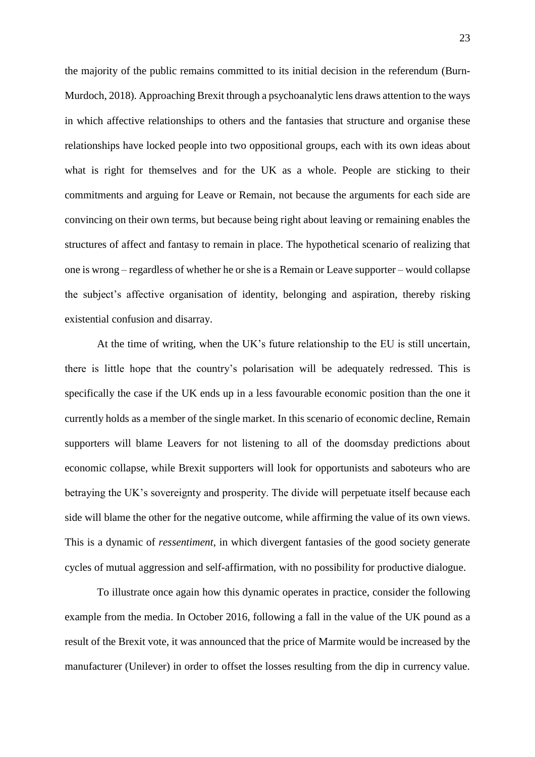the majority of the public remains committed to its initial decision in the referendum (Burn-Murdoch, 2018). Approaching Brexit through a psychoanalytic lens draws attention to the ways in which affective relationships to others and the fantasies that structure and organise these relationships have locked people into two oppositional groups, each with its own ideas about what is right for themselves and for the UK as a whole. People are sticking to their commitments and arguing for Leave or Remain, not because the arguments for each side are convincing on their own terms, but because being right about leaving or remaining enables the structures of affect and fantasy to remain in place. The hypothetical scenario of realizing that one is wrong – regardless of whether he or she is a Remain or Leave supporter – would collapse the subject's affective organisation of identity, belonging and aspiration, thereby risking existential confusion and disarray.

At the time of writing, when the UK's future relationship to the EU is still uncertain, there is little hope that the country's polarisation will be adequately redressed. This is specifically the case if the UK ends up in a less favourable economic position than the one it currently holds as a member of the single market. In this scenario of economic decline, Remain supporters will blame Leavers for not listening to all of the doomsday predictions about economic collapse, while Brexit supporters will look for opportunists and saboteurs who are betraying the UK's sovereignty and prosperity. The divide will perpetuate itself because each side will blame the other for the negative outcome, while affirming the value of its own views. This is a dynamic of *ressentiment*, in which divergent fantasies of the good society generate cycles of mutual aggression and self-affirmation, with no possibility for productive dialogue.

To illustrate once again how this dynamic operates in practice, consider the following example from the media. In October 2016, following a fall in the value of the UK pound as a result of the Brexit vote, it was announced that the price of Marmite would be increased by the manufacturer (Unilever) in order to offset the losses resulting from the dip in currency value.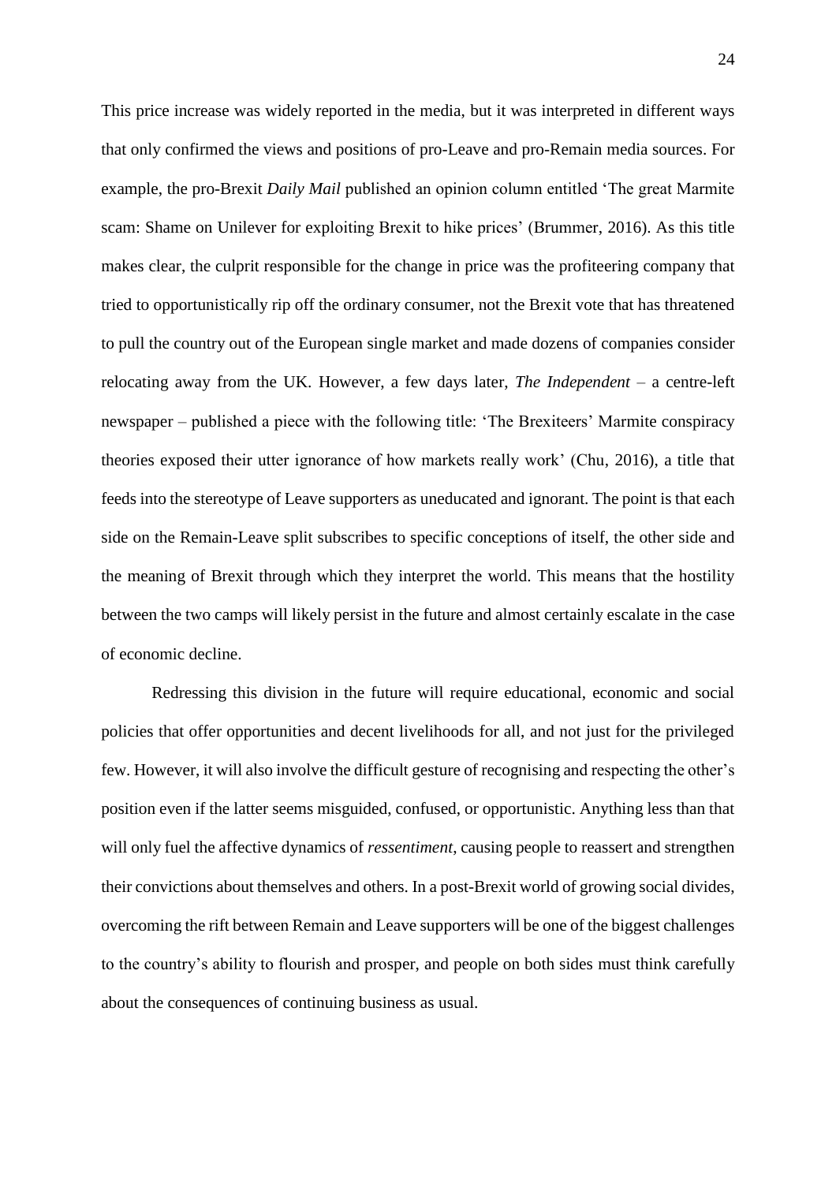This price increase was widely reported in the media, but it was interpreted in different ways that only confirmed the views and positions of pro-Leave and pro-Remain media sources. For example, the pro-Brexit *Daily Mail* published an opinion column entitled 'The great Marmite scam: Shame on Unilever for exploiting Brexit to hike prices' (Brummer, 2016). As this title makes clear, the culprit responsible for the change in price was the profiteering company that tried to opportunistically rip off the ordinary consumer, not the Brexit vote that has threatened to pull the country out of the European single market and made dozens of companies consider relocating away from the UK. However, a few days later, *The Independent* – a centre-left newspaper – published a piece with the following title: 'The Brexiteers' Marmite conspiracy theories exposed their utter ignorance of how markets really work' (Chu, 2016), a title that feeds into the stereotype of Leave supporters as uneducated and ignorant. The point is that each side on the Remain-Leave split subscribes to specific conceptions of itself, the other side and the meaning of Brexit through which they interpret the world. This means that the hostility between the two camps will likely persist in the future and almost certainly escalate in the case of economic decline.

Redressing this division in the future will require educational, economic and social policies that offer opportunities and decent livelihoods for all, and not just for the privileged few. However, it will also involve the difficult gesture of recognising and respecting the other's position even if the latter seems misguided, confused, or opportunistic. Anything less than that will only fuel the affective dynamics of *ressentiment*, causing people to reassert and strengthen their convictions about themselves and others. In a post-Brexit world of growing social divides, overcoming the rift between Remain and Leave supporters will be one of the biggest challenges to the country's ability to flourish and prosper, and people on both sides must think carefully about the consequences of continuing business as usual.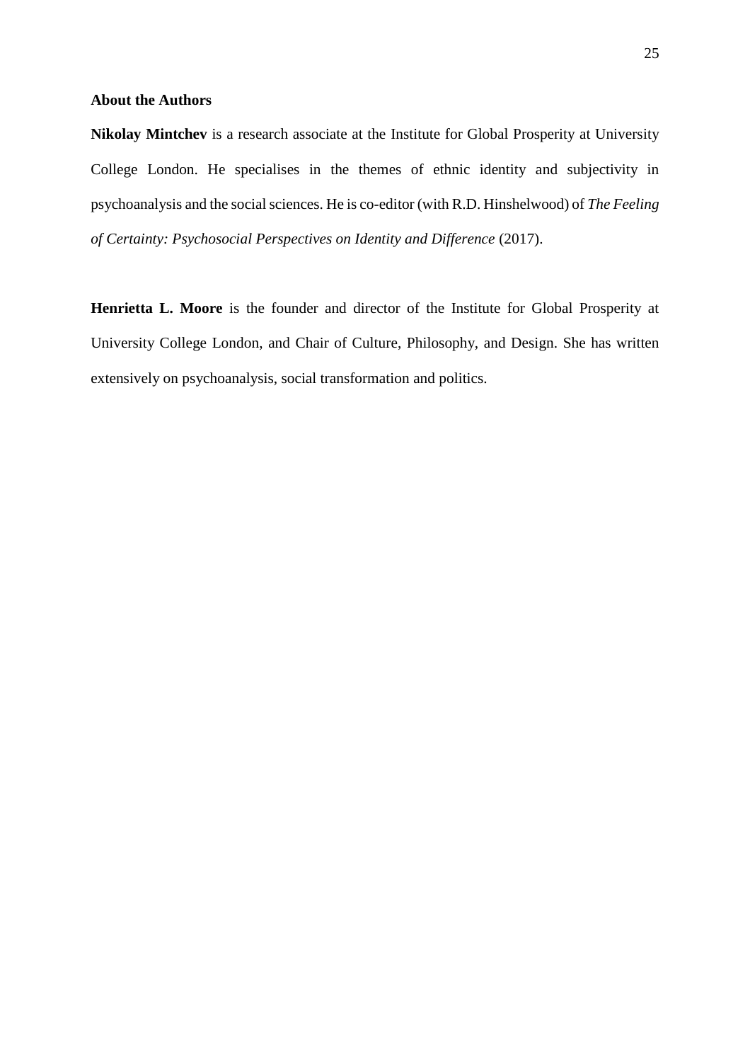## About the Authors

**Nikolay Mintchev** is a research associate at the Institute for Global Prosperity at University College London. He specialises in the themes of ethnic identity and subjectivity in psychoanalysis and the social sciences. He is co-editor (with R.D. Hinshelwood) of *The Feeling of Certainty: Psychosocial Perspectives on Identity and Difference* (2017).

**Henrietta L. Moore** is the founder and director of the Institute for Global Prosperity at University College London, and Chair of Culture, Philosophy, and Design. She has written extensively on psychoanalysis, social transformation and politics.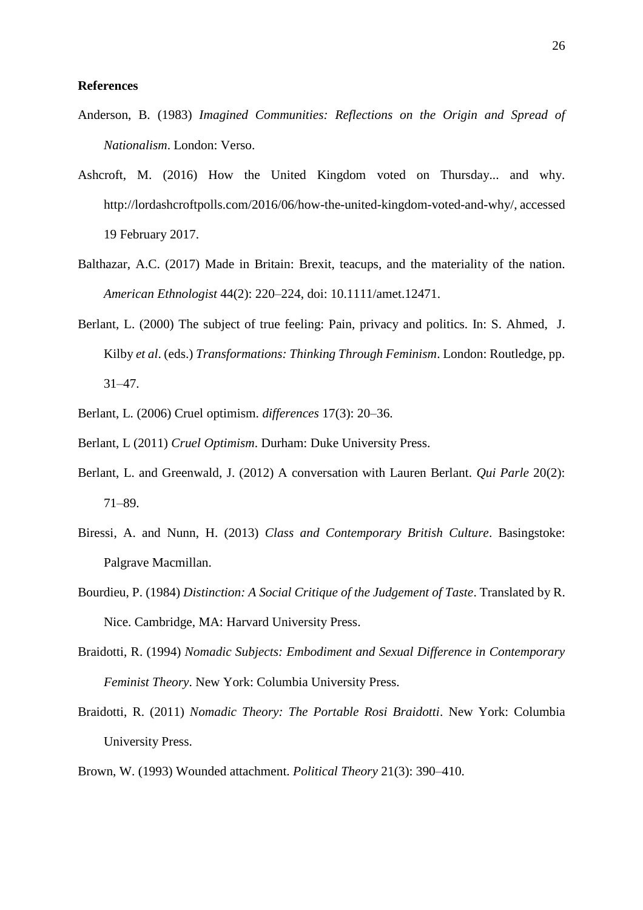**References**

Anderson, B. (1983) *Imagined Communities: Reflections on the Origin and Spread of Nationalism*. London: Verso.

Ashcroft, M. (2016) How the United Kingdom voted on Thursday... and why. http://lordashcroftpolls.com/2016/06/how-the-united-kingdom-voted-and-why/, accessed 19 February 2017.

Balthazar, A.C. (2017) Made in Britain: Brexit, teacups, and the materiality of the nation. *American Ethnologist* 44(2): 220–224, doi: 10.1111/amet.12471.

Berlant, L. (2000) The subject of true feeling: Pain, privacy and politics. In: S. Ahmed, J. Kilby *et al*. (eds.) *Transformations: Thinking Through Feminism*. London: Routledge, pp. 31–47.

Berlant, L. (2006) Cruel optimism. *differences* 17(3): 20–36.

Berlant, L (2011) *Cruel Optimism*. Durham: Duke University Press.

Berlant, L. and Greenwald, J. (2012) A conversation with Lauren Berlant. *Qui Parle* 20(2): 71–89.

Biressi, A. and Nunn, H. (2013) *Class and Contemporary British Culture*. Basingstoke: Palgrave Macmillan.

Bourdieu, P. (1984) *Distinction: A Social Critique of the Judgement of Taste*. Translated by R. Nice. Cambridge, MA: Harvard University Press.

Braidotti, R. (1994) *Nomadic Subjects: Embodiment and Sexual Difference in Contemporary Feminist Theory*. New York: Columbia University Press.

Braidotti, R. (2011) *Nomadic Theory: The Portable Rosi Braidotti*. New York: Columbia University Press.

Brown, W. (1993) Wounded attachment. *Political Theory* 21(3): 390–410.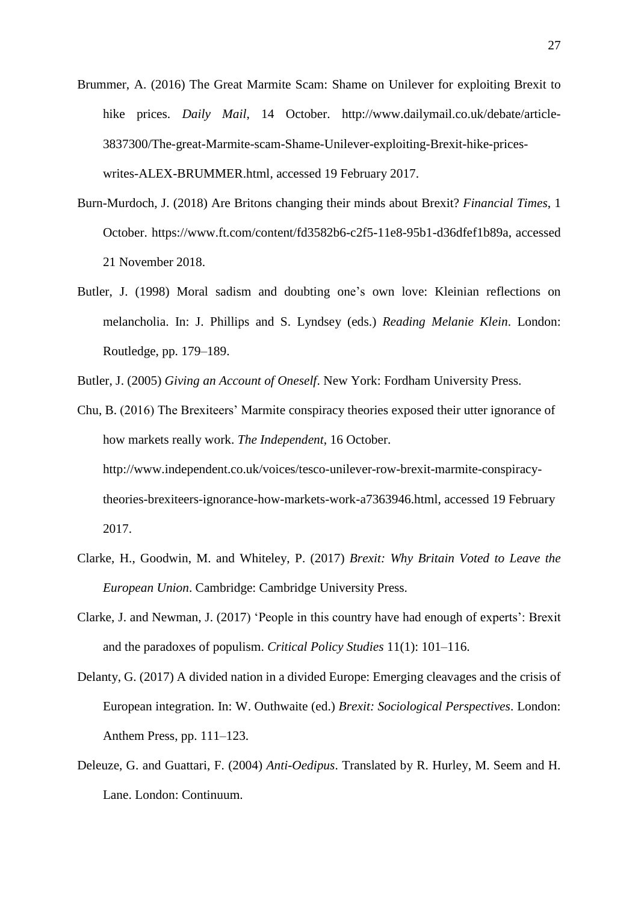Brummer, A. (2016) The Great Marmite Scam: Shame on Unilever for exploiting Brexit to hike prices. *Daily Mail*, 14 October. http://www.dailymail.co.uk/debate/article-3837300/The-great-Marmite-scam-Shame-Unilever-exploiting-Brexit-hike-prices-writes-ALEX-BRUMMER.html, accessed 19 February 2017.

Burn-Murdoch, J. (2018) Are Britons changing their minds about Brexit? *Financial Times*, 1 October. https://www.ft.com/content/fd3582b6-c2f5-11e8-95b1-d36dfef1b89a, accessed 21 November 2018.

Butler, J. (1998) Moral sadism and doubting one's own love: Kleinian reflections on melancholia. In: J. Phillips and S. Lyndsey (eds.) *Reading Melanie Klein*. London: Routledge, pp. 179–189.

Butler, J. (2005) *Giving an Account of Oneself*. New York: Fordham University Press.

Chu, B. (2016) The Brexiteers' Marmite conspiracy theories exposed their utter ignorance of how markets really work. *The Independent*, 16 October. http://www.independent.co.uk/voices/tesco-unilever-row-brexit-marmite-conspiracy-theories-brexiteers-ignorance-how-markets-work-a7363946.html, accessed 19 February 2017.

Clarke, H., Goodwin, M. and Whiteley, P. (2017) *Brexit: Why Britain Voted to Leave the European Union*. Cambridge: Cambridge University Press.

Clarke, J. and Newman, J. (2017) 'People in this country have had enough of experts': Brexit and the paradoxes of populism. *Critical Policy Studies* 11(1): 101–116.

Delanty, G. (2017) A divided nation in a divided Europe: Emerging cleavages and the crisis of European integration. In: W. Outhwaite (ed.) *Brexit: Sociological Perspectives*. London: Anthem Press, pp. 111–123.

Deleuze, G. and Guattari, F. (2004) *Anti-Oedipus*. Translated by R. Hurley, M. Seem and H. Lane. London: Continuum.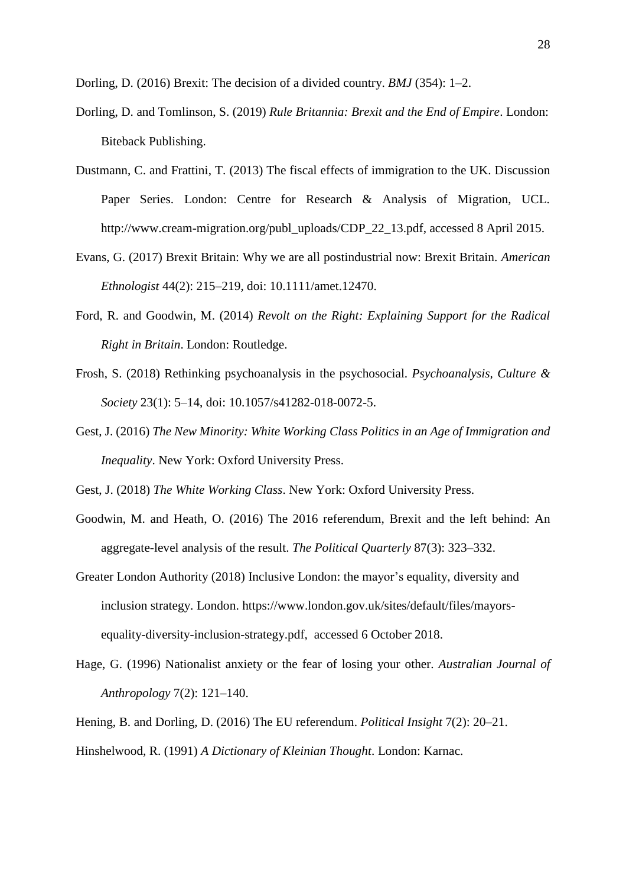Dorling, D. (2016) Brexit: The decision of a divided country. *BMJ* (354): 1–2.

Dorling, D. and Tomlinson, S. (2019) *Rule Britannia: Brexit and the End of Empire*. London: Biteback Publishing.

Dustmann, C. and Frattini, T. (2013) The fiscal effects of immigration to the UK. Discussion Paper Series. London: Centre for Research & Analysis of Migration, UCL. http://www.cream-migration.org/publ_uploads/CDP_22_13.pdf, accessed 8 April 2015.

Evans, G. (2017) Brexit Britain: Why we are all postindustrial now: Brexit Britain. *American Ethnologist* 44(2): 215–219, doi: 10.1111/amet.12470.

Ford, R. and Goodwin, M. (2014) *Revolt on the Right: Explaining Support for the Radical Right in Britain*. London: Routledge.

Frosh, S. (2018) Rethinking psychoanalysis in the psychosocial. *Psychoanalysis, Culture & Society* 23(1): 5–14, doi: 10.1057/s41282-018-0072-5.

Gest, J. (2016) *The New Minority: White Working Class Politics in an Age of Immigration and Inequality*. New York: Oxford University Press.

Gest, J. (2018) *The White Working Class*. New York: Oxford University Press.

Goodwin, M. and Heath, O. (2016) The 2016 referendum, Brexit and the left behind: An aggregate-level analysis of the result. *The Political Quarterly* 87(3): 323–332.

Greater London Authority (2018) Inclusive London: the mayor's equality, diversity and inclusion strategy. London. https://www.london.gov.uk/sites/default/files/mayors-equality-diversity-inclusion-strategy.pdf, accessed 6 October 2018.

Hage, G. (1996) Nationalist anxiety or the fear of losing your other. *Australian Journal of Anthropology* 7(2): 121–140.

Hening, B. and Dorling, D. (2016) The EU referendum. *Political Insight* 7(2): 20–21.

Hinshelwood, R. (1991) *A Dictionary of Kleinian Thought*. London: Karnac.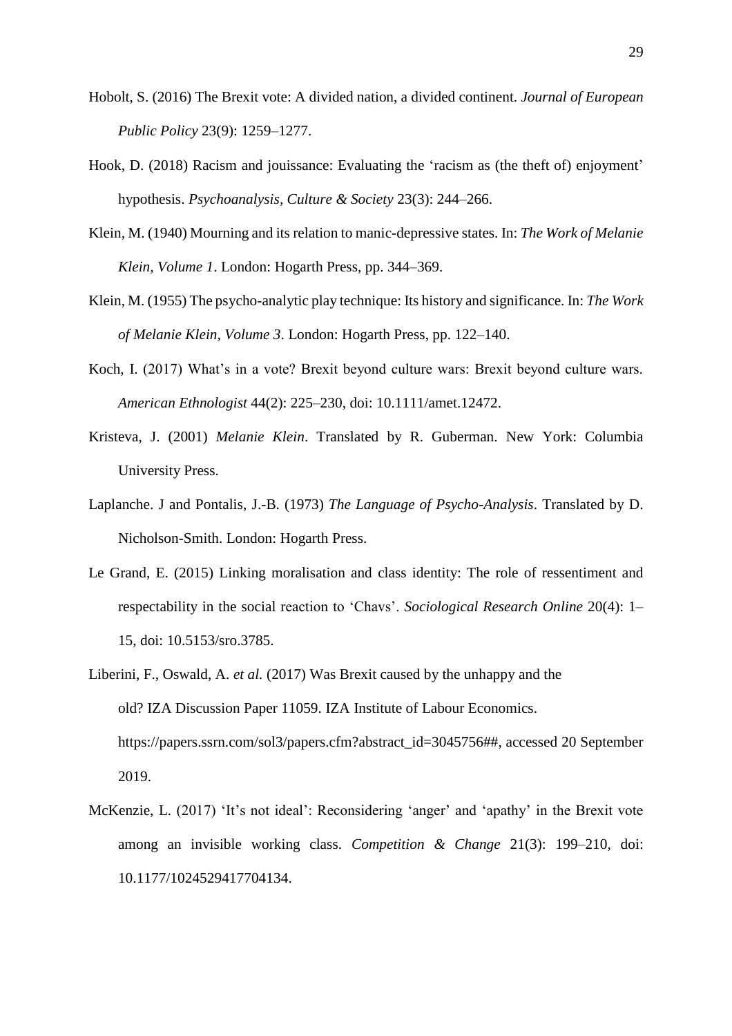Hobolt, S. (2016) The Brexit vote: A divided nation, a divided continent. *Journal of European Public Policy* 23(9): 1259–1277.

Hook, D. (2018) Racism and jouissance: Evaluating the 'racism as (the theft of) enjoyment' hypothesis. *Psychoanalysis, Culture & Society* 23(3): 244–266.

Klein, M. (1940) Mourning and its relation to manic-depressive states. In: *The Work of Melanie Klein, Volume 1*. London: Hogarth Press, pp. 344–369.

Klein, M. (1955) The psycho-analytic play technique: Its history and significance. In: *The Work of Melanie Klein, Volume 3*. London: Hogarth Press, pp. 122–140.

Koch, I. (2017) What's in a vote? Brexit beyond culture wars: Brexit beyond culture wars. *American Ethnologist* 44(2): 225–230, doi: 10.1111/amet.12472.

Kristeva, J. (2001) *Melanie Klein*. Translated by R. Guberman. New York: Columbia University Press.

Laplanche. J and Pontalis, J.-B. (1973) *The Language of Psycho-Analysis*. Translated by D. Nicholson-Smith. London: Hogarth Press.

Le Grand, E. (2015) Linking moralisation and class identity: The role of ressentiment and respectability in the social reaction to 'Chavs'. *Sociological Research Online* 20(4): 1–15, doi: 10.5153/sro.3785.

Liberini, F., Oswald, A. *et al.* (2017) Was Brexit caused by the unhappy and the old? IZA Discussion Paper 11059. IZA Institute of Labour Economics. https://papers.ssrn.com/sol3/papers.cfm?abstract_id=3045756##, accessed 20 September 2019.

McKenzie, L. (2017) 'It's not ideal': Reconsidering 'anger' and 'apathy' in the Brexit vote among an invisible working class. *Competition & Change* 21(3): 199–210, doi: 10.1177/1024529417704134.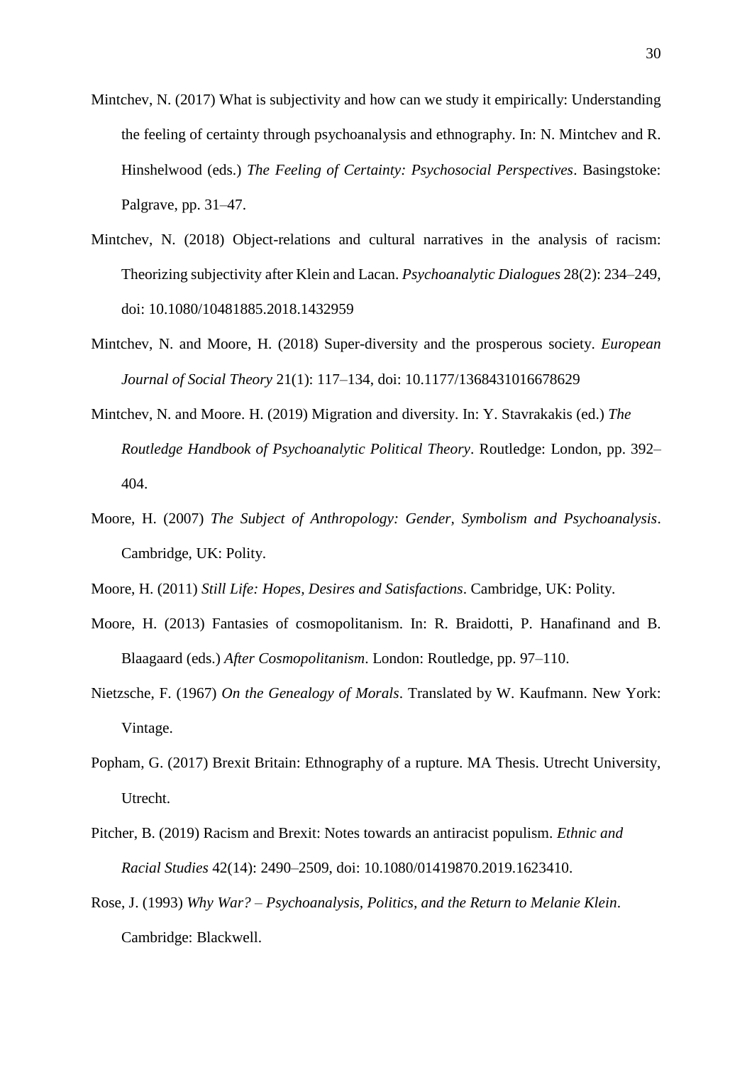Mintchev, N. (2017) What is subjectivity and how can we study it empirically: Understanding the feeling of certainty through psychoanalysis and ethnography. In: N. Mintchev and R. Hinshelwood (eds.) *The Feeling of Certainty: Psychosocial Perspectives*. Basingstoke: Palgrave, pp. 31–47.

Mintchev, N. (2018) Object-relations and cultural narratives in the analysis of racism: Theorizing subjectivity after Klein and Lacan. *Psychoanalytic Dialogues* 28(2): 234–249, doi: 10.1080/10481885.2018.1432959

Mintchev, N. and Moore, H. (2018) Super-diversity and the prosperous society. *European Journal of Social Theory* 21(1): 117–134, doi: 10.1177/1368431016678629

Mintchev, N. and Moore. H. (2019) Migration and diversity. In: Y. Stavrakakis (ed.) *The Routledge Handbook of Psychoanalytic Political Theory*. Routledge: London, pp. 392–404.

Moore, H. (2007) *The Subject of Anthropology: Gender, Symbolism and Psychoanalysis*. Cambridge, UK: Polity.

Moore, H. (2011) *Still Life: Hopes, Desires and Satisfactions*. Cambridge, UK: Polity.

Moore, H. (2013) Fantasies of cosmopolitanism. In: R. Braidotti, P. Hanafinand and B. Blaagaard (eds.) *After Cosmopolitanism*. London: Routledge, pp. 97–110.

Nietzsche, F. (1967) *On the Genealogy of Morals*. Translated by W. Kaufmann. New York: Vintage.

Popham, G. (2017) Brexit Britain: Ethnography of a rupture. MA Thesis. Utrecht University, Utrecht.

Pitcher, B. (2019) Racism and Brexit: Notes towards an antiracist populism. *Ethnic and Racial Studies* 42(14): 2490–2509, doi: 10.1080/01419870.2019.1623410.

Rose, J. (1993) *Why War? – Psychoanalysis, Politics, and the Return to Melanie Klein*. Cambridge: Blackwell.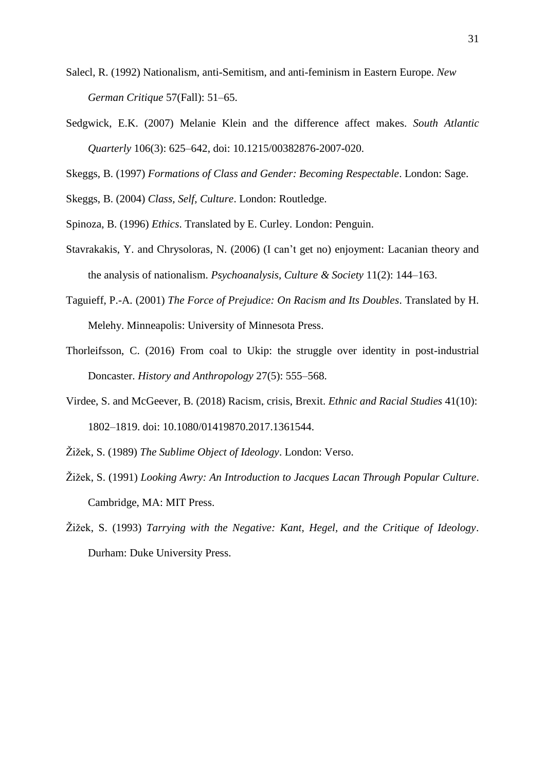Salecl, R. (1992) Nationalism, anti-Semitism, and anti-feminism in Eastern Europe. *New German Critique* 57(Fall): 51–65.

Sedgwick, E.K. (2007) Melanie Klein and the difference affect makes. *South Atlantic Quarterly* 106(3): 625–642, doi: 10.1215/00382876-2007-020.

Skeggs, B. (1997) *Formations of Class and Gender: Becoming Respectable*. London: Sage.

Skeggs, B. (2004) *Class, Self, Culture*. London: Routledge.

Spinoza, B. (1996) *Ethics*. Translated by E. Curley. London: Penguin.

Stavrakakis, Y. and Chrysoloras, N. (2006) (I can't get no) enjoyment: Lacanian theory and the analysis of nationalism. *Psychoanalysis, Culture & Society* 11(2): 144–163.

Taguieff, P.-A. (2001) *The Force of Prejudice: On Racism and Its Doubles*. Translated by H. Melehy. Minneapolis: University of Minnesota Press.

Thorleifsson, C. (2016) From coal to Ukip: the struggle over identity in post-industrial Doncaster. *History and Anthropology* 27(5): 555–568.

Virdee, S. and McGeever, B. (2018) Racism, crisis, Brexit. *Ethnic and Racial Studies* 41(10): 1802–1819. doi: 10.1080/01419870.2017.1361544.

Žižek, S. (1989) *The Sublime Object of Ideology*. London: Verso.

Žižek, S. (1991) *Looking Awry: An Introduction to Jacques Lacan Through Popular Culture*. Cambridge, MA: MIT Press.

Žižek, S. (1993) *Tarrying with the Negative: Kant, Hegel, and the Critique of Ideology*. Durham: Duke University Press.